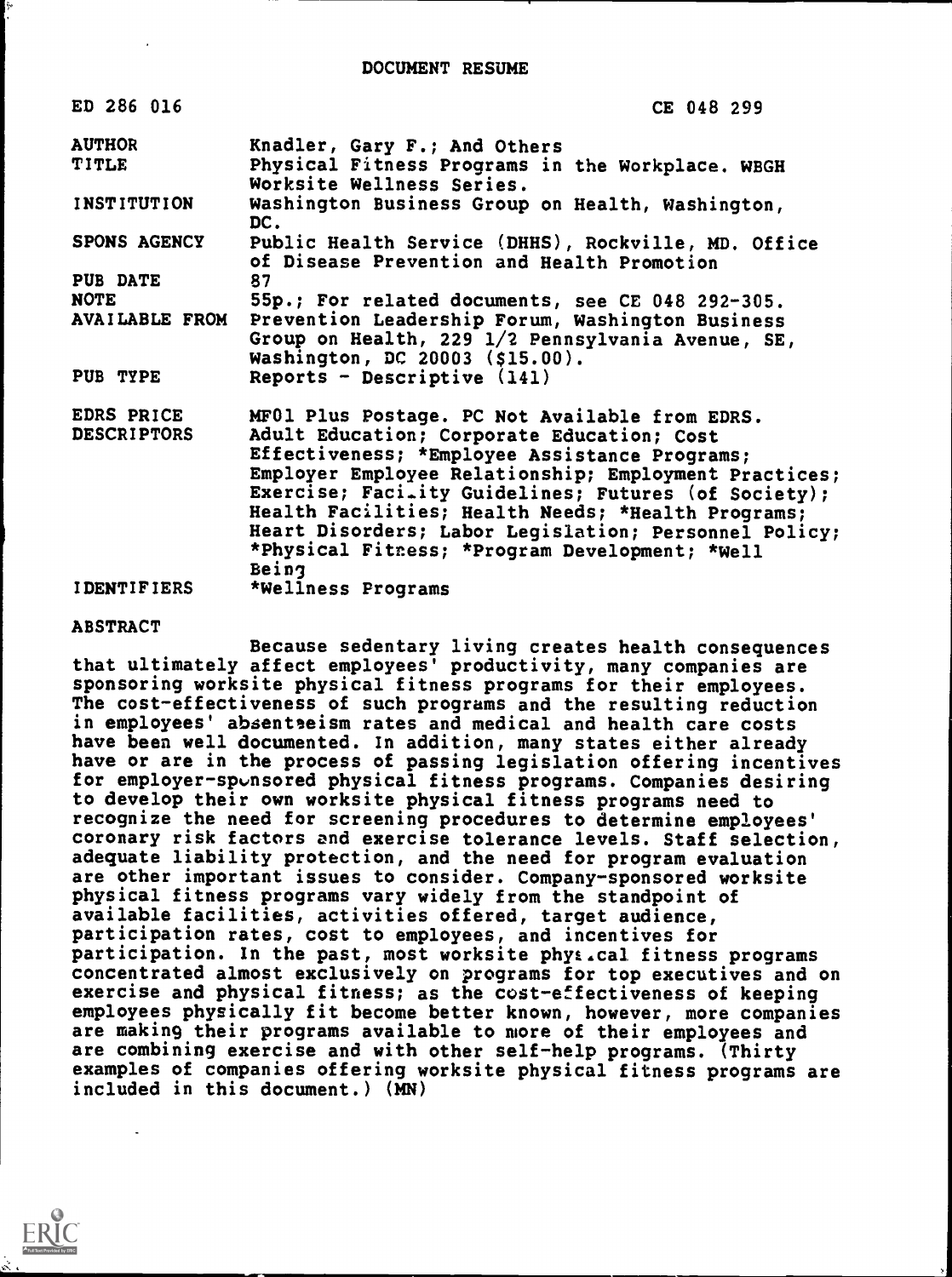DOCUMENT RESUME

| | |
|---|---|
| ED 286 016 | CE 048 299 |
| AUTHOR | Knadler, Gary F.; And Others |
| TITLE | Physical Fitness Programs in the Workplace. WBGH Worksite Wellness Series. |
| INSTITUTION | Washington Business Group on Health, Washington, DC. |
| SPONS AGENCY | Public Health Service (DHHS), Rockville, MD. Office of Disease Prevention and Health Promotion |
| PUB DATE | 87 |
| NOTE | 55p.; For related documents, see CE 048 292-305. |
| AVAILABLE FROM | Prevention Leadership Forum, Washington Business Group on Health, 229 1/2 Pennsylvania Avenue, SE, Washington, DC 20003 ($15.00). |
| PUB TYPE | Reports - Descriptive (141) |
| EDRS PRICE | MF01 Plus Postage. PC Not Available from EDRS. |
| DESCRIPTORS | Adult Education; Corporate Education; Cost Effectiveness; *Employee Assistance Programs; Employer Employee Relationship; Employment Practices; Exercise; Facility Guidelines; Futures (of Society); Health Facilities; Health Needs; *Health Programs; Heart Disorders; Labor Legislation; Personnel Policy; *Physical Fitness; *Program Development; *Well Being |
| IDENTIFIERS | *Wellness Programs |

ABSTRACT

Because sedentary living creates health consequences that ultimately affect employees' productivity, many companies are sponsoring worksite physical fitness programs for their employees. The cost-effectiveness of such programs and the resulting reduction in employees' absenteeism rates and medical and health care costs have been well documented. In addition, many states either already have or are in the process of passing legislation offering incentives for employer-sponsored physical fitness programs. Companies desiring to develop their own worksite physical fitness programs need to recognize the need for screening procedures to determine employees' coronary risk factors and exercise tolerance levels. Staff selection, adequate liability protection, and the need for program evaluation are other important issues to consider. Company-sponsored worksite physical fitness programs vary widely from the standpoint of available facilities, activities offered, target audience, participation rates, cost to employees, and incentives for participation. In the past, most worksite physical fitness programs concentrated almost exclusively on programs for top executives and on exercise and physical fitness; as the cost-effectiveness of keeping employees physically fit become better known, however, more companies are making their programs available to more of their employees and are combining exercise and with other self-help programs. (Thirty examples of companies offering worksite physical fitness programs are included in this document.) (MN)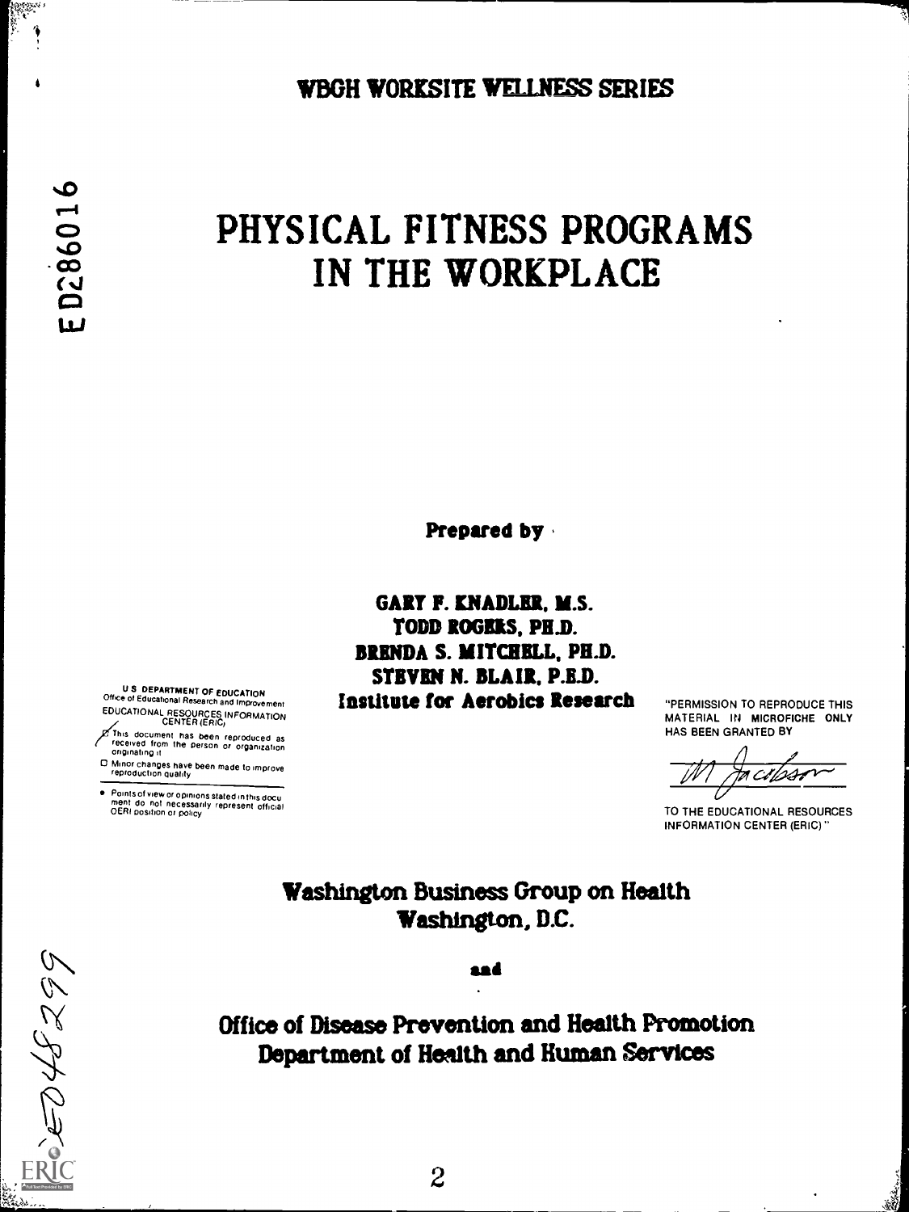WBGH WORKSITE WELLNESS SERIES

ED286016

# PHYSICAL FITNESS PROGRAMS IN THE WORKPLACE

**Prepared by**

**GARY F. KNADLER, M.S.**
**TODD ROGERS, PH.D.**
**BRENDA S. MITCHELL, PH.D.**
**STEVEN N. BLAIR, P.E.D.**
**Institute for Aerobics Research**

U S DEPARTMENT OF EDUCATION
Office of Educational Research and Improvement
EDUCATIONAL RESOURCES INFORMATION CENTER (ERIC)

- This document has been reproduced as received from the person or organization originating it
- Minor changes have been made to improve reproduction quality
- Points of view or opinions stated in this document do not necessarily represent official OERI position or policy

"PERMISSION TO REPRODUCE THIS MATERIAL IN MICROFICHE ONLY HAS BEEN GRANTED BY

M Jacobson

TO THE EDUCATIONAL RESOURCES INFORMATION CENTER (ERIC)."

**Washington Business Group on Health**
**Washington, D.C.**

**and**

**Office of Disease Prevention and Health Promotion**
**Department of Health and Human Services**

CE048299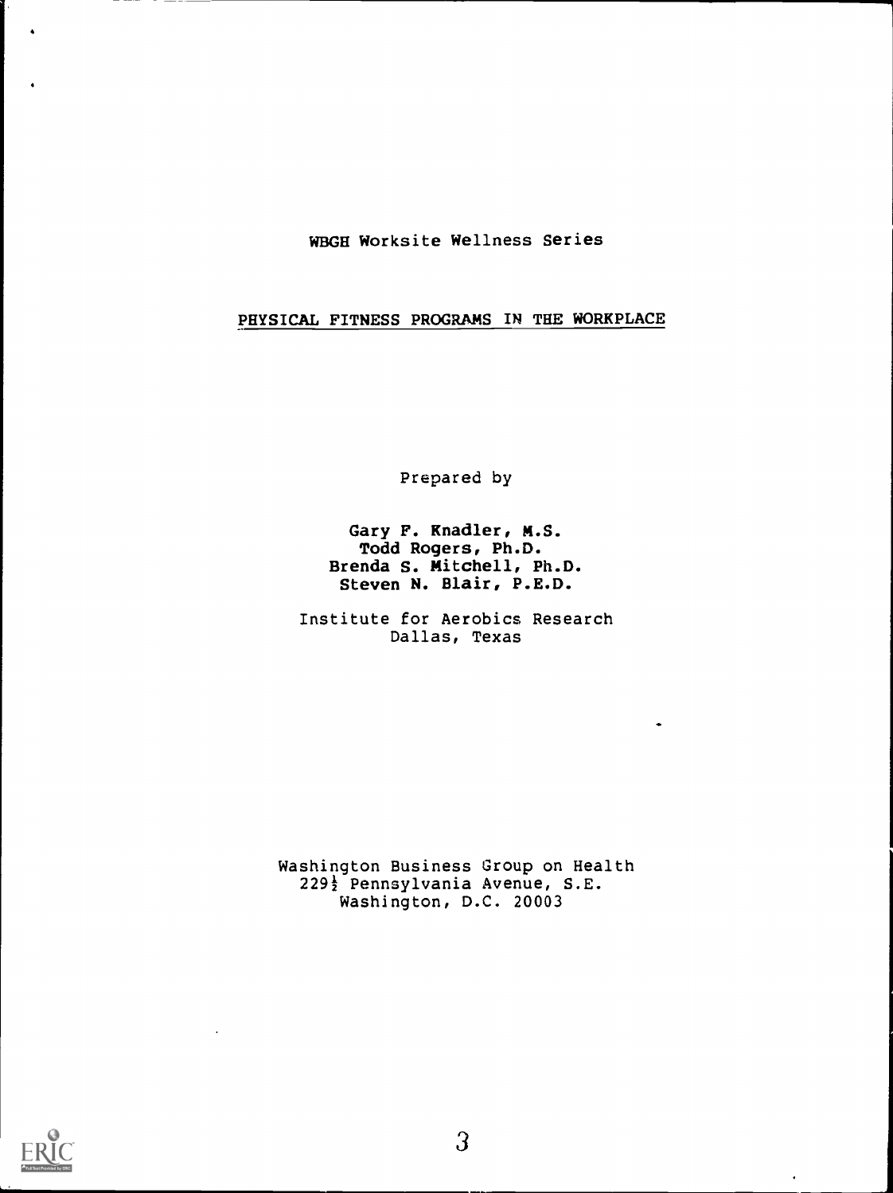WBGH Worksite Wellness Series

# PHYSICAL FITNESS PROGRAMS IN THE WORKPLACE

Prepared by

**Gary F. Knadler, M.S.**
**Todd Rogers, Ph.D.**
**Brenda S. Mitchell, Ph.D.**
**Steven N. Blair, P.E.D.**

Institute for Aerobics Research
Dallas, Texas

Washington Business Group on Health
229½ Pennsylvania Avenue, S.E.
Washington, D.C. 20003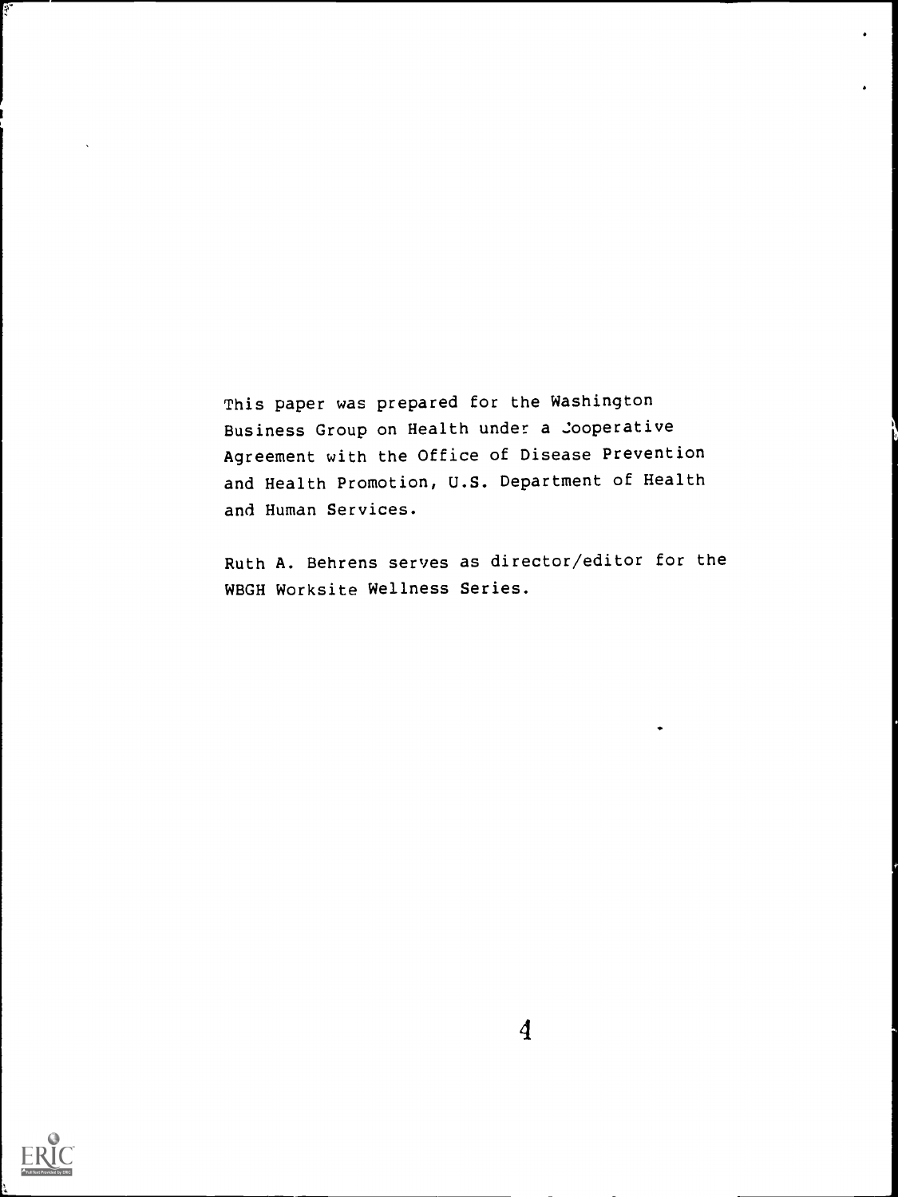This paper was prepared for the Washington Business Group on Health under a Cooperative Agreement with the Office of Disease Prevention and Health Promotion, U.S. Department of Health and Human Services.

Ruth A. Behrens serves as director/editor for the WBGH Worksite Wellness Series.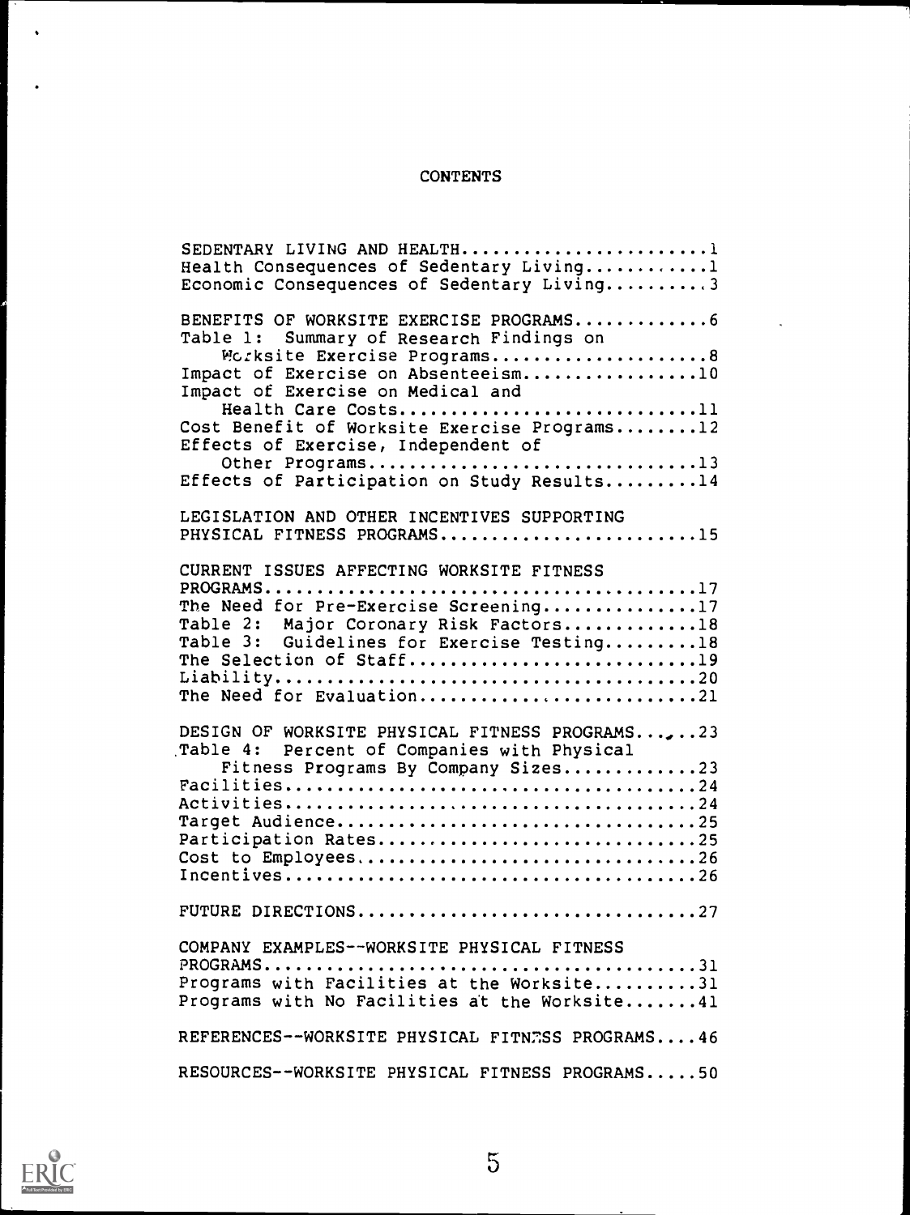# CONTENTS

SEDENTARY LIVING AND HEALTH........................1
Health Consequences of Sedentary Living............1
Economic Consequences of Sedentary Living..........3

BENEFITS OF WORKSITE EXERCISE PROGRAMS.............6
Table 1: Summary of Research Findings on Worksite Exercise Programs....................8
Impact of Exercise on Absenteeism.................10
Impact of Exercise on Medical and Health Care Costs............................11
Cost Benefit of Worksite Exercise Programs........12
Effects of Exercise, Independent of Other Programs...............................13
Effects of Participation on Study Results.........14

LEGISLATION AND OTHER INCENTIVES SUPPORTING PHYSICAL FITNESS PROGRAMS........................15

CURRENT ISSUES AFFECTING WORKSITE FITNESS PROGRAMS.........................................17
The Need for Pre-Exercise Screening...............17
Table 2: Major Coronary Risk Factors.............18
Table 3: Guidelines for Exercise Testing.........18
The Selection of Staff............................19
Liability.........................................20
The Need for Evaluation...........................21

DESIGN OF WORKSITE PHYSICAL FITNESS PROGRAMS......23
Table 4: Percent of Companies with Physical Fitness Programs By Company Sizes.............23
Facilities........................................24
Activities........................................24
Target Audience...................................25
Participation Rates...............................25
Cost to Employees.................................26
Incentives........................................26

FUTURE DIRECTIONS.................................27

COMPANY EXAMPLES--WORKSITE PHYSICAL FITNESS PROGRAMS.........................................31
Programs with Facilities at the Worksite..........31
Programs with No Facilities at the Worksite.......41

REFERENCES--WORKSITE PHYSICAL FITNESS PROGRAMS....46

RESOURCES--WORKSITE PHYSICAL FITNESS PROGRAMS.....50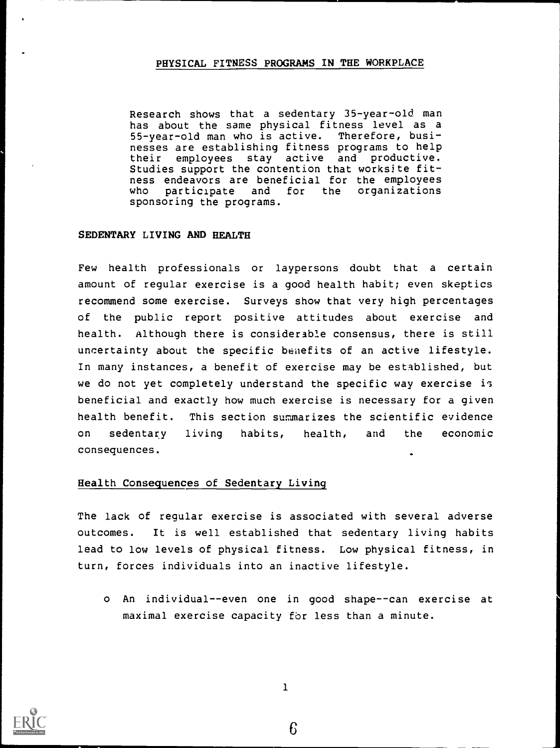## PHYSICAL FITNESS PROGRAMS IN THE WORKPLACE

Research shows that a sedentary 35-year-old man has about the same physical fitness level as a 55-year-old man who is active. Therefore, businesses are establishing fitness programs to help their employees stay active and productive. Studies support the contention that worksite fitness endeavors are beneficial for the employees who participate and for the organizations sponsoring the programs.

### SEDENTARY LIVING AND HEALTH

Few health professionals or laypersons doubt that a certain amount of regular exercise is a good health habit; even skeptics recommend some exercise. Surveys show that very high percentages of the public report positive attitudes about exercise and health. Although there is considerable consensus, there is still uncertainty about the specific benefits of an active lifestyle. In many instances, a benefit of exercise may be established, but we do not yet completely understand the specific way exercise is beneficial and exactly how much exercise is necessary for a given health benefit. This section summarizes the scientific evidence on sedentary living habits, health, and the economic consequences.

#### Health Consequences of Sedentary Living

The lack of regular exercise is associated with several adverse outcomes. It is well established that sedentary living habits lead to low levels of physical fitness. Low physical fitness, in turn, forces individuals into an inactive lifestyle.

- An individual--even one in good shape--can exercise at maximal exercise capacity for less than a minute.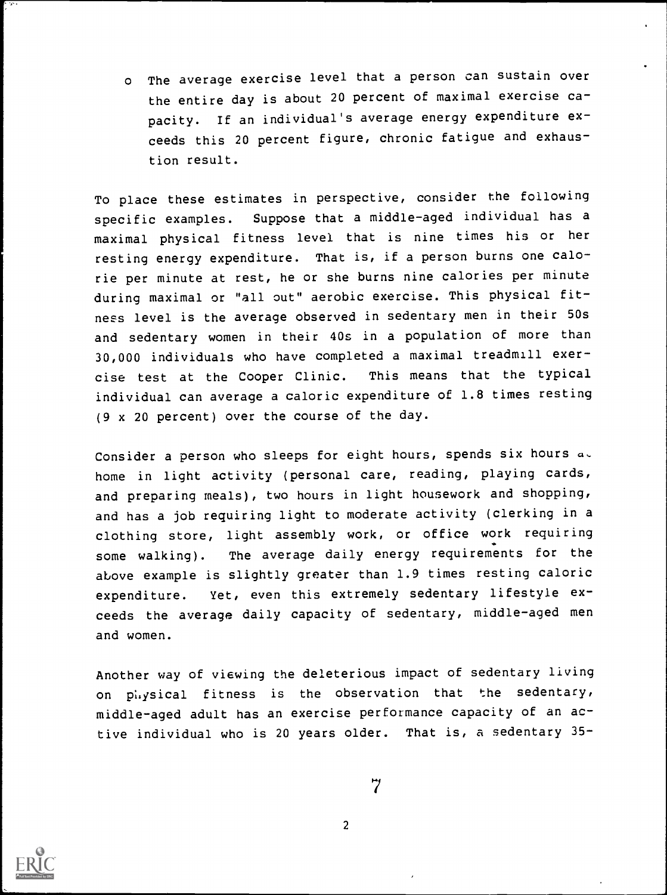- The average exercise level that a person can sustain over the entire day is about 20 percent of maximal exercise capacity. If an individual's average energy expenditure exceeds this 20 percent figure, chronic fatigue and exhaustion result.

To place these estimates in perspective, consider the following specific examples. Suppose that a middle-aged individual has a maximal physical fitness level that is nine times his or her resting energy expenditure. That is, if a person burns one calorie per minute at rest, he or she burns nine calories per minute during maximal or "all out" aerobic exercise. This physical fitness level is the average observed in sedentary men in their 50s and sedentary women in their 40s in a population of more than 30,000 individuals who have completed a maximal treadmill exercise test at the Cooper Clinic. This means that the typical individual can average a caloric expenditure of 1.8 times resting (9 x 20 percent) over the course of the day.

Consider a person who sleeps for eight hours, spends six hours at home in light activity (personal care, reading, playing cards, and preparing meals), two hours in light housework and shopping, and has a job requiring light to moderate activity (clerking in a clothing store, light assembly work, or office work requiring some walking). The average daily energy requirements for the above example is slightly greater than 1.9 times resting caloric expenditure. Yet, even this extremely sedentary lifestyle exceeds the average daily capacity of sedentary, middle-aged men and women.

Another way of viewing the deleterious impact of sedentary living on physical fitness is the observation that the sedentary, middle-aged adult has an exercise performance capacity of an active individual who is 20 years older. That is, a sedentary 35-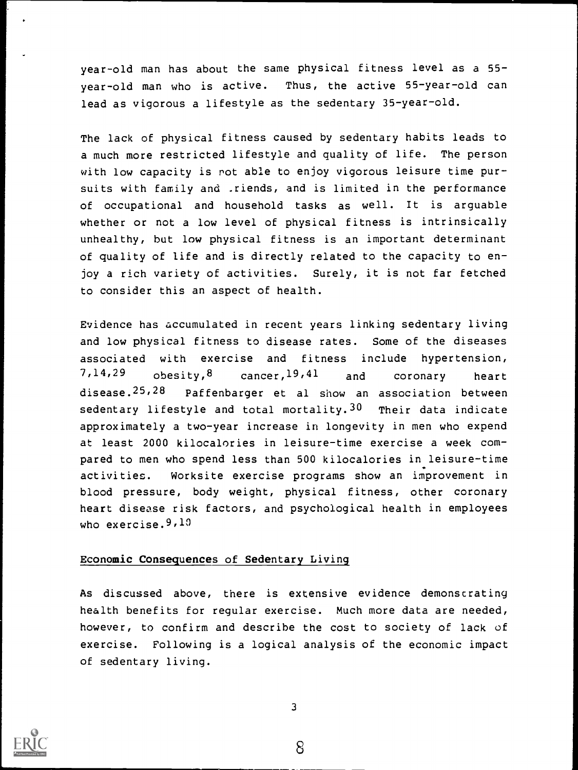year-old man has about the same physical fitness level as a 55-year-old man who is active. Thus, the active 55-year-old can lead as vigorous a lifestyle as the sedentary 35-year-old.

The lack of physical fitness caused by sedentary habits leads to a much more restricted lifestyle and quality of life. The person with low capacity is not able to enjoy vigorous leisure time pursuits with family and friends, and is limited in the performance of occupational and household tasks as well. It is arguable whether or not a low level of physical fitness is intrinsically unhealthy, but low physical fitness is an important determinant of quality of life and is directly related to the capacity to enjoy a rich variety of activities. Surely, it is not far fetched to consider this an aspect of health.

Evidence has accumulated in recent years linking sedentary living and low physical fitness to disease rates. Some of the diseases associated with exercise and fitness include hypertension,[7,14,29] obesity,[8] cancer,[19,41] and coronary heart disease.[25,28] Paffenbarger et al show an association between sedentary lifestyle and total mortality.[30] Their data indicate approximately a two-year increase in longevity in men who expend at least 2000 kilocalories in leisure-time exercise a week compared to men who spend less than 500 kilocalories in leisure-time activities. Worksite exercise programs show an improvement in blood pressure, body weight, physical fitness, other coronary heart disease risk factors, and psychological health in employees who exercise.[9,10]

## Economic Consequences of Sedentary Living

As discussed above, there is extensive evidence demonstrating health benefits for regular exercise. Much more data are needed, however, to confirm and describe the cost to society of lack of exercise. Following is a logical analysis of the economic impact of sedentary living.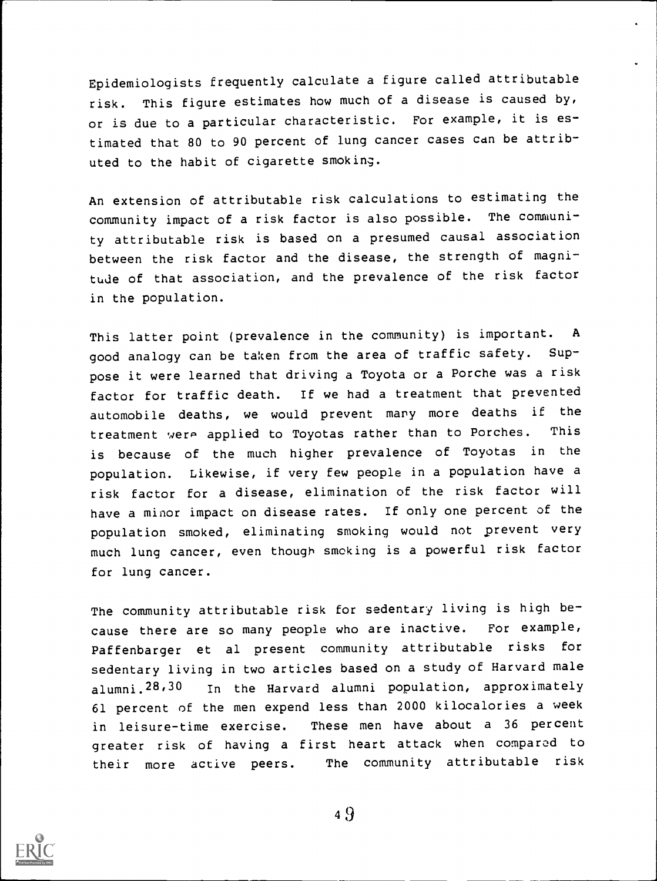Epidemiologists frequently calculate a figure called attributable risk. This figure estimates how much of a disease is caused by, or is due to a particular characteristic. For example, it is estimated that 80 to 90 percent of lung cancer cases can be attributed to the habit of cigarette smoking.

An extension of attributable risk calculations to estimating the community impact of a risk factor is also possible. The community attributable risk is based on a presumed causal association between the risk factor and the disease, the strength of magnitude of that association, and the prevalence of the risk factor in the population.

This latter point (prevalence in the community) is important. A good analogy can be taken from the area of traffic safety. Suppose it were learned that driving a Toyota or a Porche was a risk factor for traffic death. If we had a treatment that prevented automobile deaths, we would prevent many more deaths if the treatment were applied to Toyotas rather than to Porches. This is because of the much higher prevalence of Toyotas in the population. Likewise, if very few people in a population have a risk factor for a disease, elimination of the risk factor will have a minor impact on disease rates. If only one percent of the population smoked, eliminating smoking would not prevent very much lung cancer, even though smoking is a powerful risk factor for lung cancer.

The community attributable risk for sedentary living is high because there are so many people who are inactive. For example, Paffenbarger et al present community attributable risks for sedentary living in two articles based on a study of Harvard male alumni.[28,30] In the Harvard alumni population, approximately 61 percent of the men expend less than 2000 kilocalories a week in leisure-time exercise. These men have about a 36 percent greater risk of having a first heart attack when compared to their more active peers. The community attributable risk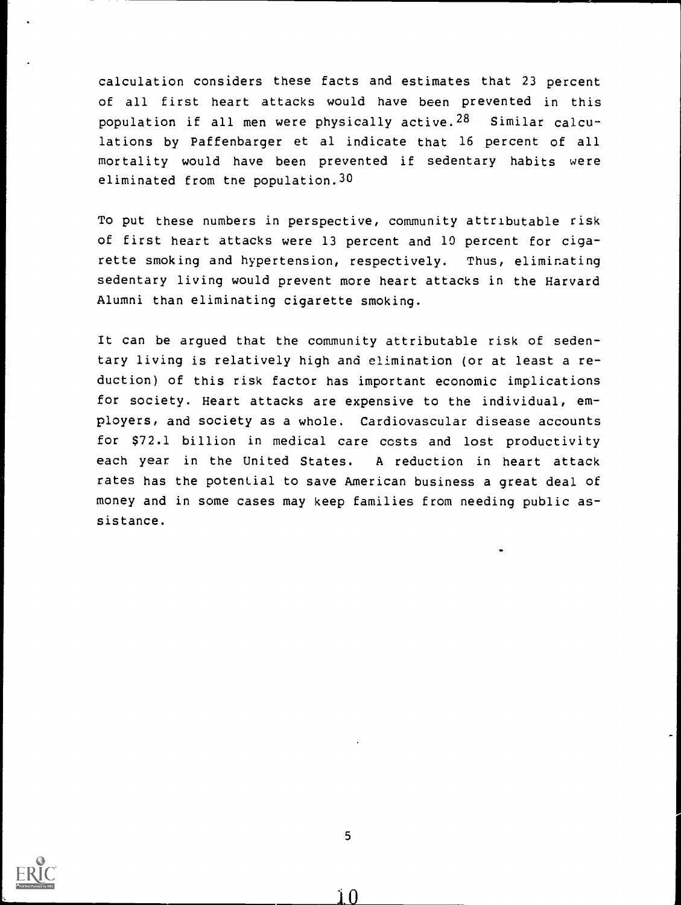calculation considers these facts and estimates that 23 percent of all first heart attacks would have been prevented in this population if all men were physically active.[28] Similar calculations by Paffenbarger et al indicate that 16 percent of all mortality would have been prevented if sedentary habits were eliminated from tne population.[30]

To put these numbers in perspective, community attributable risk of first heart attacks were 13 percent and 10 percent for cigarette smoking and hypertension, respectively. Thus, eliminating sedentary living would prevent more heart attacks in the Harvard Alumni than eliminating cigarette smoking.

It can be argued that the community attributable risk of sedentary living is relatively high and elimination (or at least a reduction) of this risk factor has important economic implications for society. Heart attacks are expensive to the individual, employers, and society as a whole. Cardiovascular disease accounts for $72.1 billion in medical care costs and lost productivity each year in the United States. A reduction in heart attack rates has the potential to save American business a great deal of money and in some cases may keep families from needing public assistance.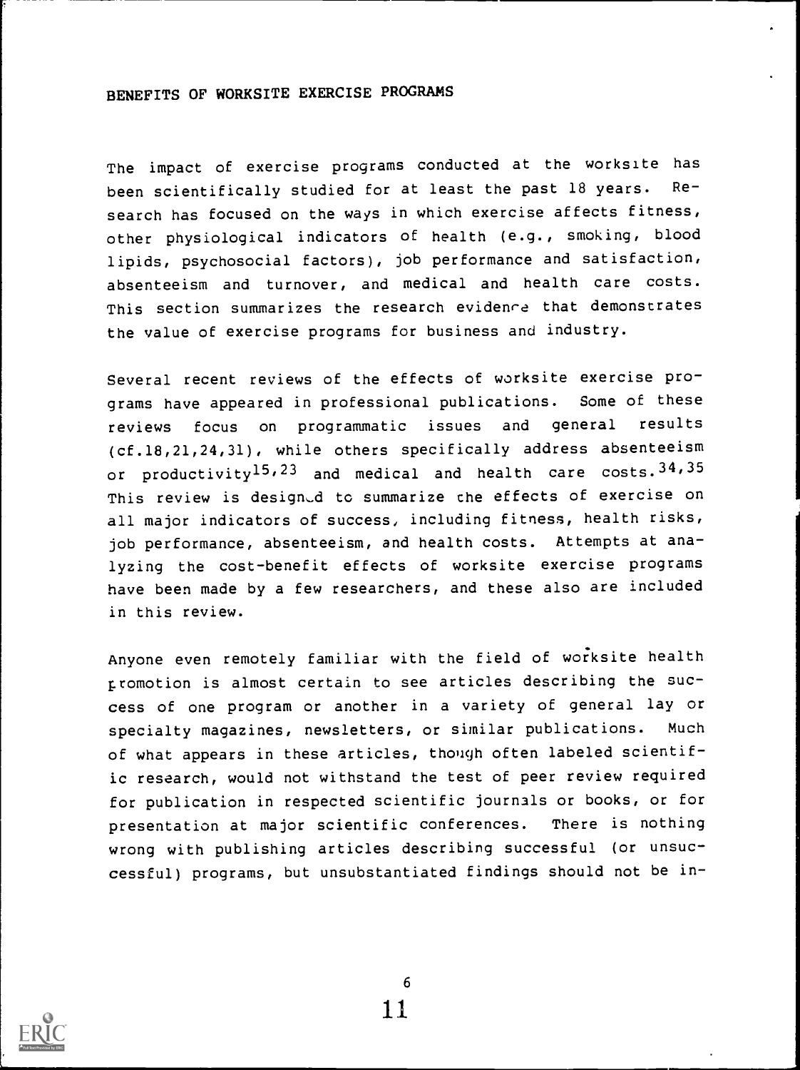## BENEFITS OF WORKSITE EXERCISE PROGRAMS

The impact of exercise programs conducted at the worksite has been scientifically studied for at least the past 18 years. Research has focused on the ways in which exercise affects fitness, other physiological indicators of health (e.g., smoking, blood lipids, psychosocial factors), job performance and satisfaction, absenteeism and turnover, and medical and health care costs. This section summarizes the research evidence that demonstrates the value of exercise programs for business and industry.

Several recent reviews of the effects of worksite exercise programs have appeared in professional publications. Some of these reviews focus on programmatic issues and general results (cf.18,21,24,31), while others specifically address absenteeism or productivity[15,23] and medical and health care costs.[34,35] This review is designed to summarize the effects of exercise on all major indicators of success, including fitness, health risks, job performance, absenteeism, and health costs. Attempts at analyzing the cost-benefit effects of worksite exercise programs have been made by a few researchers, and these also are included in this review.

Anyone even remotely familiar with the field of worksite health promotion is almost certain to see articles describing the success of one program or another in a variety of general lay or specialty magazines, newsletters, or similar publications. Much of what appears in these articles, though often labeled scientific research, would not withstand the test of peer review required for publication in respected scientific journals or books, or for presentation at major scientific conferences. There is nothing wrong with publishing articles describing successful (or unsuccessful) programs, but unsubstantiated findings should not be in-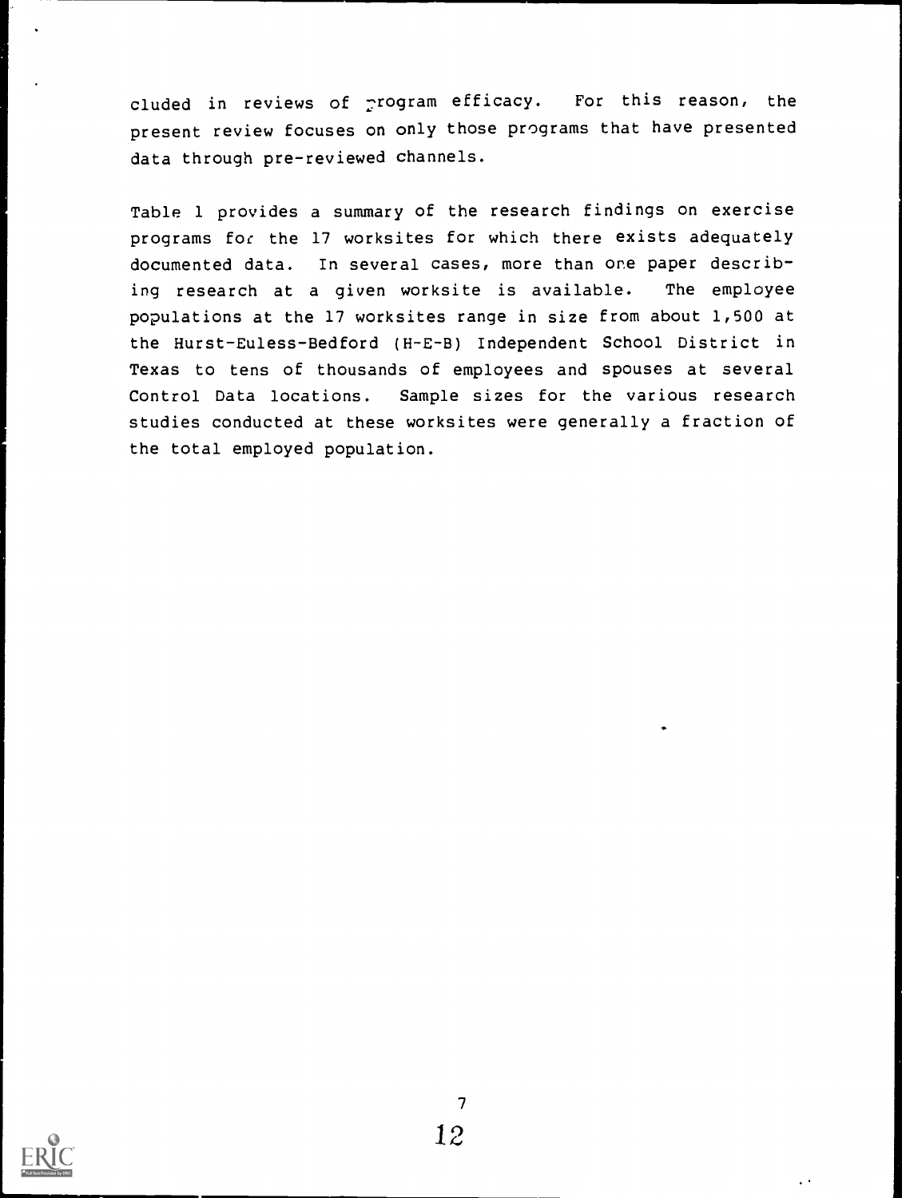cluded in reviews of program efficacy. For this reason, the present review focuses on only those programs that have presented data through pre-reviewed channels.

Table 1 provides a summary of the research findings on exercise programs for the 17 worksites for which there exists adequately documented data. In several cases, more than one paper describing research at a given worksite is available. The employee populations at the 17 worksites range in size from about 1,500 at the Hurst-Euless-Bedford (H-E-B) Independent School District in Texas to tens of thousands of employees and spouses at several Control Data locations. Sample sizes for the various research studies conducted at these worksites were generally a fraction of the total employed population.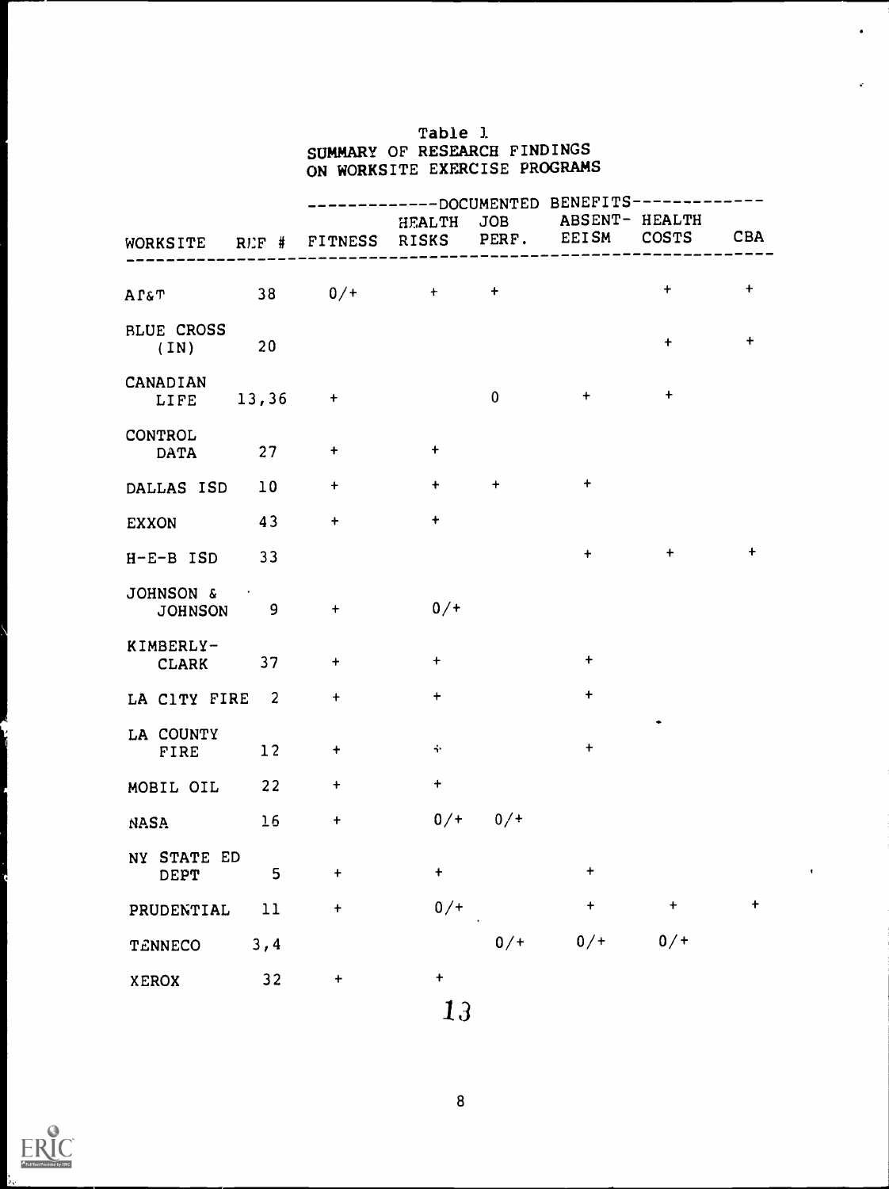Table 1
SUMMARY OF RESEARCH FINDINGS
ON WORKSITE EXERCISE PROGRAMS

| | | DOCUMENTED BENEFITS | | | | | |
|---|---|---|---|---|---|---|---|
| WORKSITE | REF # | FITNESS | HEALTH RISKS | JOB PERF. | ABSENTEEISM | HEALTH COSTS | CBA |
| AT&T | 38 | 0/+ | + | + | | + | + |
| BLUE CROSS (IN) | 20 | | | | | + | + |
| CANADIAN LIFE | 13,36 | + | | 0 | + | + | |
| CONTROL DATA | 27 | + | + | | | | |
| DALLAS ISD | 10 | + | + | + | + | | |
| EXXON | 43 | + | + | | | | |
| H-E-B ISD | 33 | | | | + | + | + |
| JOHNSON & JOHNSON | 9 | + | 0/+ | | | | |
| KIMBERLY-CLARK | 37 | + | + | | + | | |
| LA CITY FIRE | 2 | + | + | | + | | |
| LA COUNTY FIRE | 12 | + | + | | + | | |
| MOBIL OIL | 22 | + | + | | | | |
| NASA | 16 | + | 0/+ | 0/+ | | | |
| NY STATE ED DEPT | 5 | + | + | | + | | |
| PRUDENTIAL | 11 | + | 0/+ | | + | + | + |
| TENNECO | 3,4 | | | 0/+ | 0/+ | 0/+ | |
| XEROX | 32 | + | + | | | | |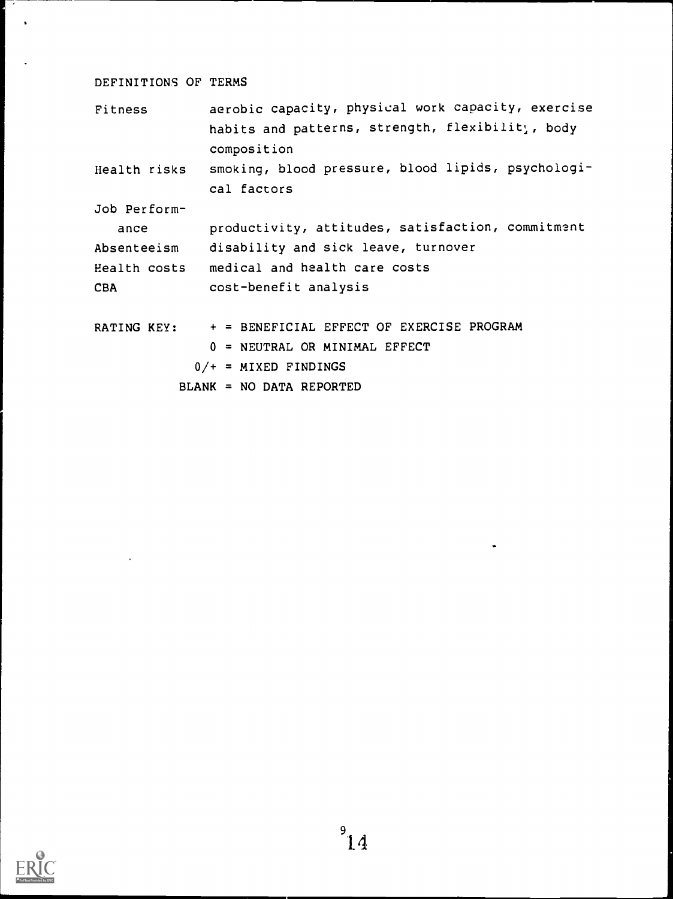## DEFINITIONS OF TERMS

| | |
|---|---|
| Fitness | aerobic capacity, physical work capacity, exercise habits and patterns, strength, flexibility, body composition |
| Health risks | smoking, blood pressure, blood lipids, psychological factors |
| Job Performance | productivity, attitudes, satisfaction, commitment |
| Absenteeism | disability and sick leave, turnover |
| Health costs | medical and health care costs |
| CBA | cost-benefit analysis |

RATING KEY:

+ = BENEFICIAL EFFECT OF EXERCISE PROGRAM
0 = NEUTRAL OR MINIMAL EFFECT
0/+ = MIXED FINDINGS
BLANK = NO DATA REPORTED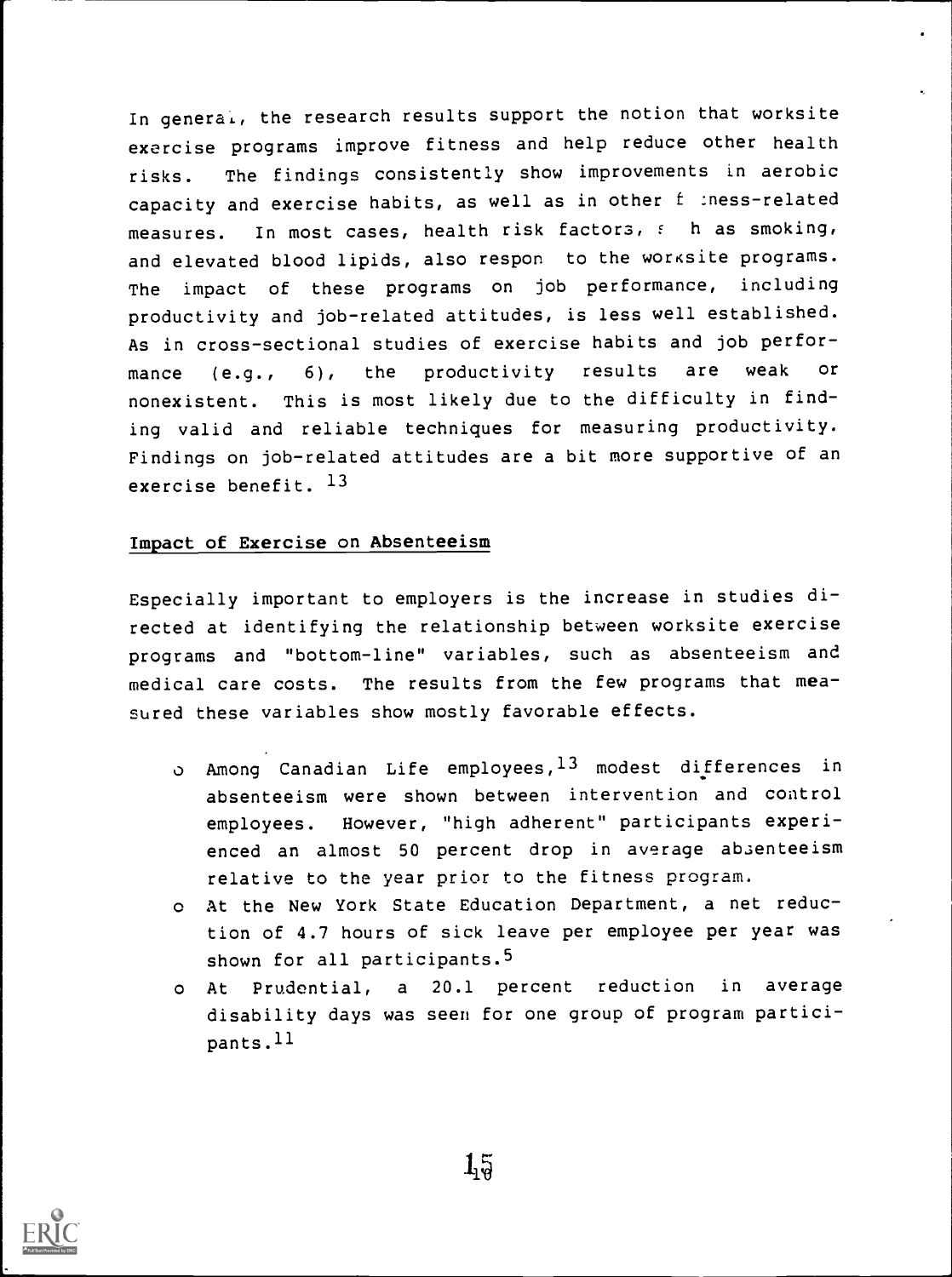In general, the research results support the notion that worksite exercise programs improve fitness and help reduce other health risks. The findings consistently show improvements in aerobic capacity and exercise habits, as well as in other fitness-related measures. In most cases, health risk factors, such as smoking, and elevated blood lipids, also respond to the worksite programs. The impact of these programs on job performance, including productivity and job-related attitudes, is less well established. As in cross-sectional studies of exercise habits and job performance (e.g., 6), the productivity results are weak or nonexistent. This is most likely due to the difficulty in finding valid and reliable techniques for measuring productivity. Findings on job-related attitudes are a bit more supportive of an exercise benefit. [13]

## Impact of Exercise on Absenteeism

Especially important to employers is the increase in studies directed at identifying the relationship between worksite exercise programs and "bottom-line" variables, such as absenteeism and medical care costs. The results from the few programs that measured these variables show mostly favorable effects.

- Among Canadian Life employees,[13] modest differences in absenteeism were shown between intervention and control employees. However, "high adherent" participants experienced an almost 50 percent drop in average absenteeism relative to the year prior to the fitness program.
- At the New York State Education Department, a net reduction of 4.7 hours of sick leave per employee per year was shown for all participants.[5]
- At Prudential, a 20.1 percent reduction in average disability days was seen for one group of program participants.[11]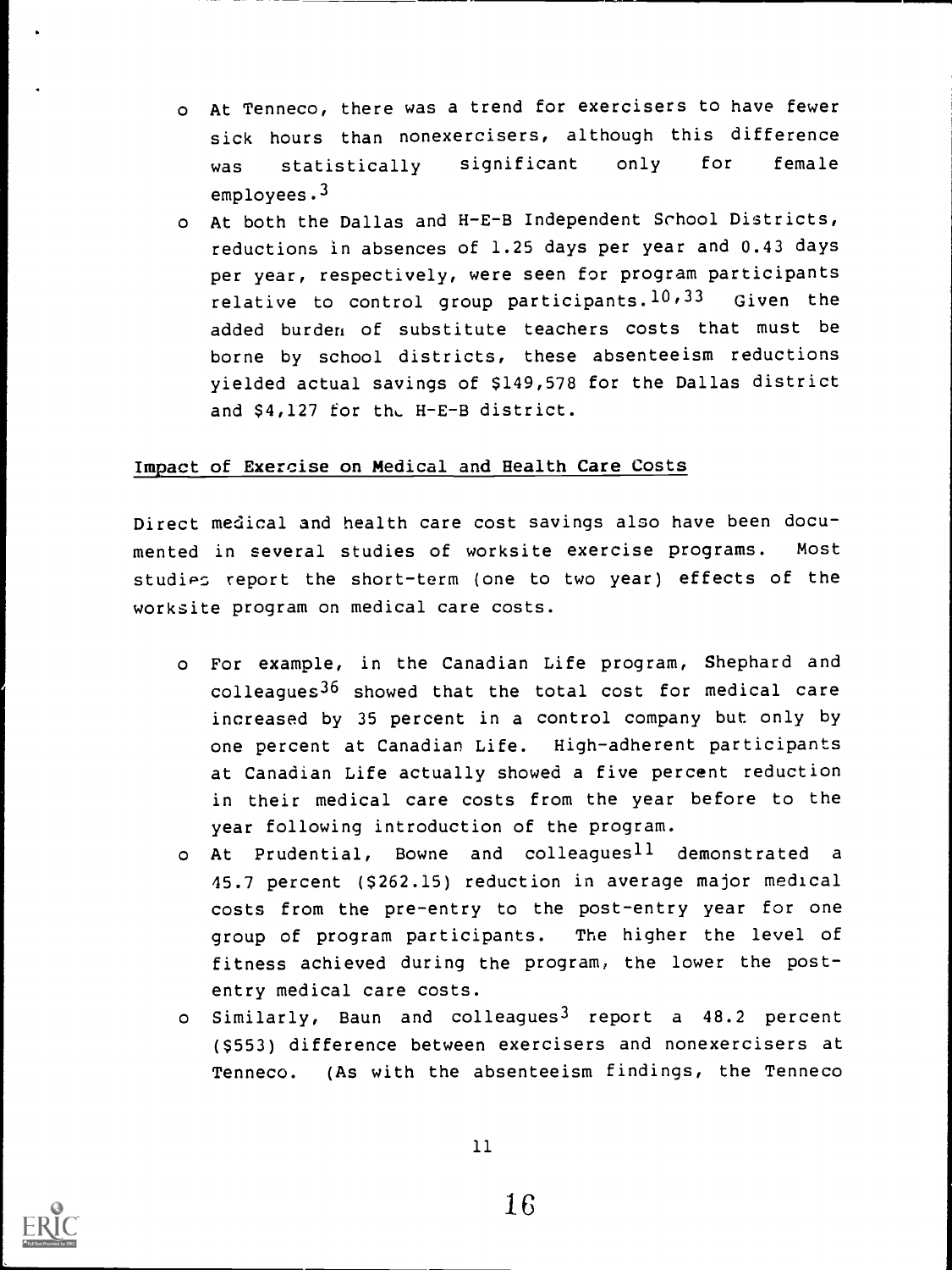- At Tenneco, there was a trend for exercisers to have fewer sick hours than nonexercisers, although this difference was statistically significant only for female employees.[3]
- At both the Dallas and H-E-B Independent School Districts, reductions in absences of 1.25 days per year and 0.43 days per year, respectively, were seen for program participants relative to control group participants.[10,33] Given the added burden of substitute teachers costs that must be borne by school districts, these absenteeism reductions yielded actual savings of $149,578 for the Dallas district and $4,127 for the H-E-B district.

## Impact of Exercise on Medical and Health Care Costs

Direct medical and health care cost savings also have been documented in several studies of worksite exercise programs. Most studies report the short-term (one to two year) effects of the worksite program on medical care costs.

- For example, in the Canadian Life program, Shephard and colleagues[36] showed that the total cost for medical care increased by 35 percent in a control company but only by one percent at Canadian Life. High-adherent participants at Canadian Life actually showed a five percent reduction in their medical care costs from the year before to the year following introduction of the program.
- At Prudential, Bowne and colleagues[11] demonstrated a 45.7 percent ($262.15) reduction in average major medical costs from the pre-entry to the post-entry year for one group of program participants. The higher the level of fitness achieved during the program, the lower the post-entry medical care costs.
- Similarly, Baun and colleagues[3] report a 48.2 percent ($553) difference between exercisers and nonexercisers at Tenneco. (As with the absenteeism findings, the Tenneco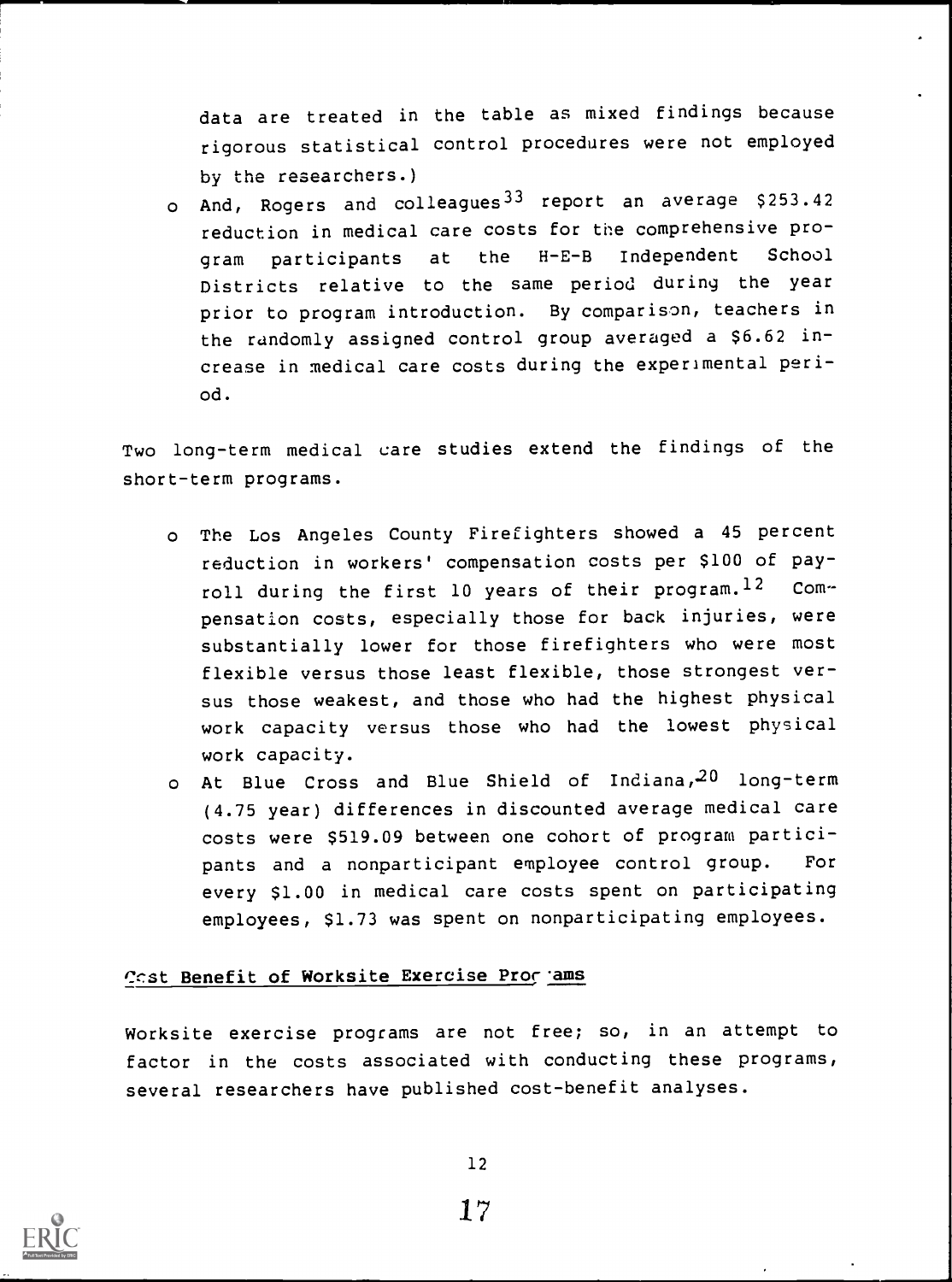data are treated in the table as mixed findings because rigorous statistical control procedures were not employed by the researchers.)

- And, Rogers and colleagues[33] report an average $253.42 reduction in medical care costs for the comprehensive program participants at the H-E-B Independent School Districts relative to the same period during the year prior to program introduction. By comparison, teachers in the randomly assigned control group averaged a $6.62 increase in medical care costs during the experimental period.

Two long-term medical care studies extend the findings of the short-term programs.

- The Los Angeles County Firefighters showed a 45 percent reduction in workers' compensation costs per $100 of payroll during the first 10 years of their program.[12] Compensation costs, especially those for back injuries, were substantially lower for those firefighters who were most flexible versus those least flexible, those strongest versus those weakest, and those who had the highest physical work capacity versus those who had the lowest physical work capacity.
- At Blue Cross and Blue Shield of Indiana,[20] long-term (4.75 year) differences in discounted average medical care costs were $519.09 between one cohort of program participants and a nonparticipant employee control group. For every $1.00 in medical care costs spent on participating employees, $1.73 was spent on nonparticipating employees.

**Cost Benefit of Worksite Exercise Programs**

Worksite exercise programs are not free; so, in an attempt to factor in the costs associated with conducting these programs, several researchers have published cost-benefit analyses.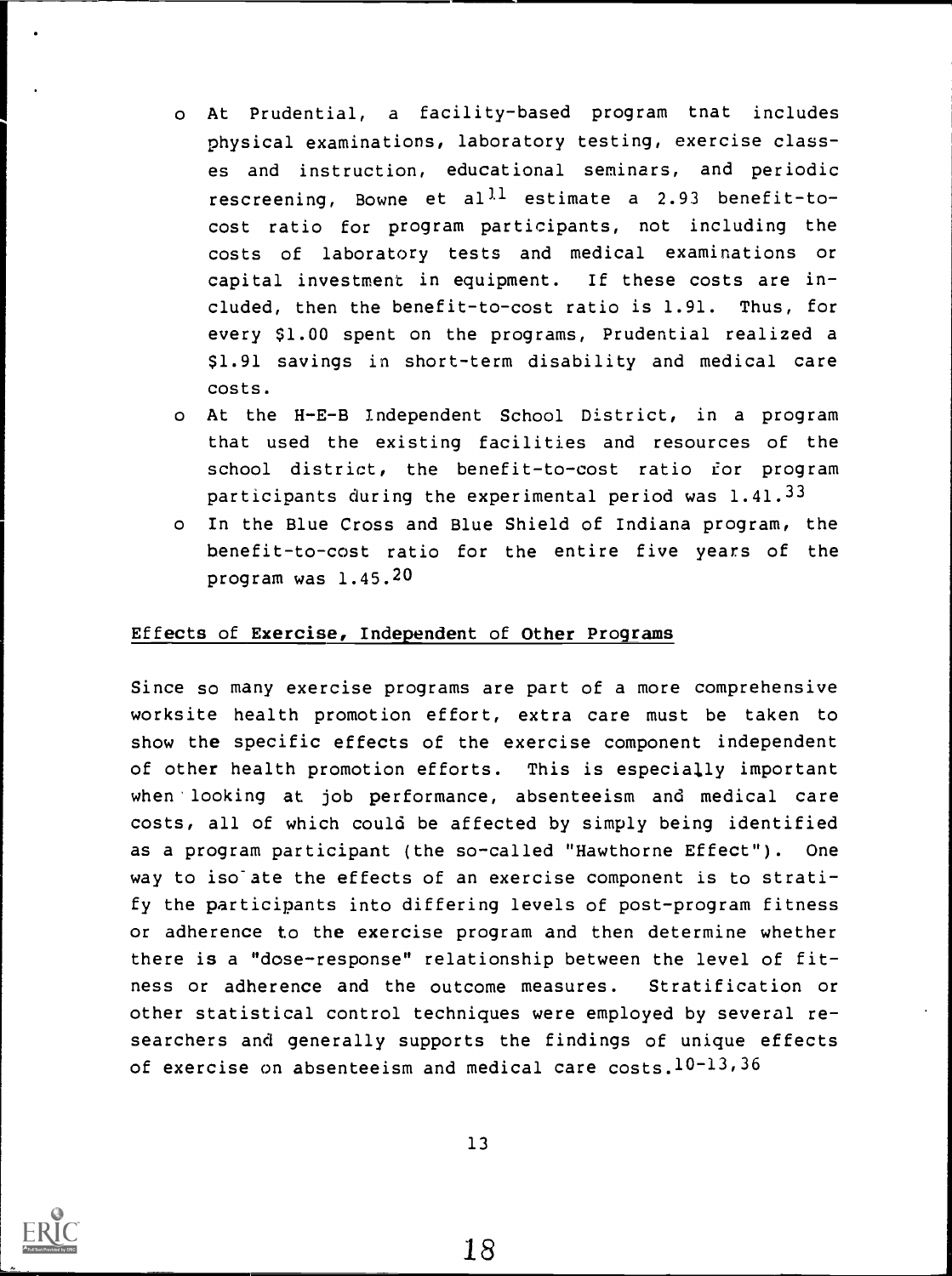- At Prudential, a facility-based program tnat includes physical examinations, laboratory testing, exercise classes and instruction, educational seminars, and periodic rescreening, Bowne et al[11] estimate a 2.93 benefit-to-cost ratio for program participants, not including the costs of laboratory tests and medical examinations or capital investment in equipment. If these costs are included, then the benefit-to-cost ratio is 1.91. Thus, for every $1.00 spent on the programs, Prudential realized a $1.91 savings in short-term disability and medical care costs.
- At the H-E-B Independent School District, in a program that used the existing facilities and resources of the school district, the benefit-to-cost ratio for program participants during the experimental period was 1.41.[33]
- In the Blue Cross and Blue Shield of Indiana program, the benefit-to-cost ratio for the entire five years of the program was 1.45.[20]

Effects of Exercise, Independent of Other Programs

Since so many exercise programs are part of a more comprehensive worksite health promotion effort, extra care must be taken to show the specific effects of the exercise component independent of other health promotion efforts. This is especially important when looking at job performance, absenteeism and medical care costs, all of which could be affected by simply being identified as a program participant (the so-called "Hawthorne Effect"). One way to isolate the effects of an exercise component is to stratify the participants into differing levels of post-program fitness or adherence to the exercise program and then determine whether there is a "dose-response" relationship between the level of fitness or adherence and the outcome measures. Stratification or other statistical control techniques were employed by several researchers and generally supports the findings of unique effects of exercise on absenteeism and medical care costs.[10-13,36]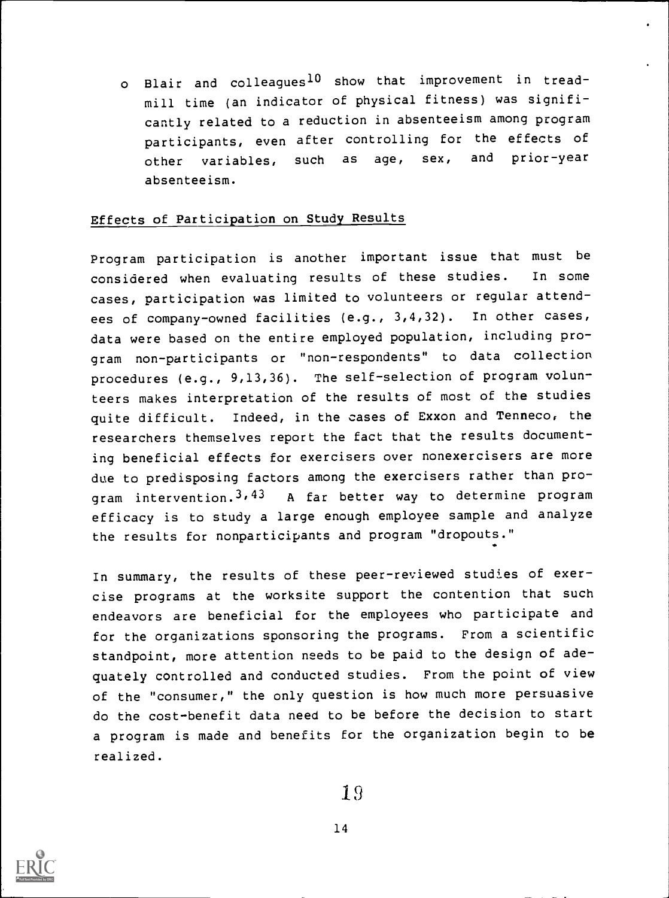- Blair and colleagues[10] show that improvement in treadmill time (an indicator of physical fitness) was significantly related to a reduction in absenteeism among program participants, even after controlling for the effects of other variables, such as age, sex, and prior-year absenteeism.

Effects of Participation on Study Results

Program participation is another important issue that must be considered when evaluating results of these studies. In some cases, participation was limited to volunteers or regular attendees of company-owned facilities (e.g., 3,4,32). In other cases, data were based on the entire employed population, including program non-participants or "non-respondents" to data collection procedures (e.g., 9,13,36). The self-selection of program volunteers makes interpretation of the results of most of the studies quite difficult. Indeed, in the cases of Exxon and Tenneco, the researchers themselves report the fact that the results documenting beneficial effects for exercisers over nonexercisers are more due to predisposing factors among the exercisers rather than program intervention.[3,43] A far better way to determine program efficacy is to study a large enough employee sample and analyze the results for nonparticipants and program "dropouts."

In summary, the results of these peer-reviewed studies of exercise programs at the worksite support the contention that such endeavors are beneficial for the employees who participate and for the organizations sponsoring the programs. From a scientific standpoint, more attention needs to be paid to the design of adequately controlled and conducted studies. From the point of view of the "consumer," the only question is how much more persuasive do the cost-benefit data need to be before the decision to start a program is made and benefits for the organization begin to be realized.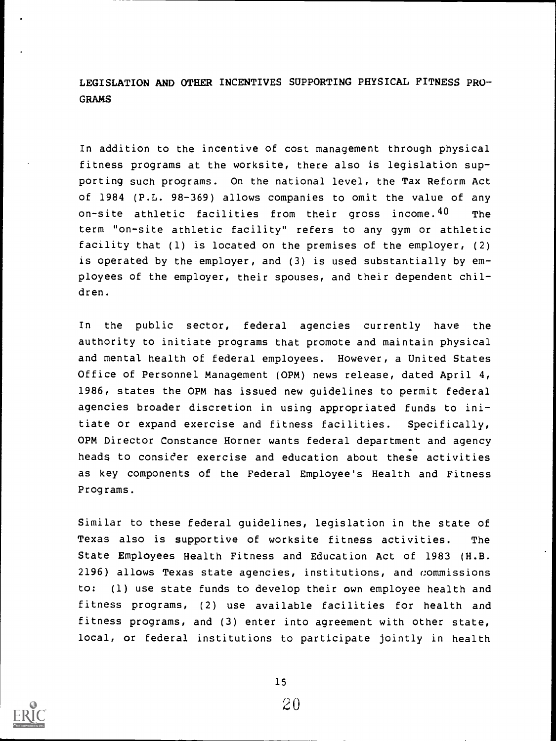## LEGISLATION AND OTHER INCENTIVES SUPPORTING PHYSICAL FITNESS PROGRAMS

In addition to the incentive of cost management through physical fitness programs at the worksite, there also is legislation supporting such programs. On the national level, the Tax Reform Act of 1984 (P.L. 98-369) allows companies to omit the value of any on-site athletic facilities from their gross income.[40] The term "on-site athletic facility" refers to any gym or athletic facility that (1) is located on the premises of the employer, (2) is operated by the employer, and (3) is used substantially by employees of the employer, their spouses, and their dependent children.

In the public sector, federal agencies currently have the authority to initiate programs that promote and maintain physical and mental health of federal employees. However, a United States Office of Personnel Management (OPM) news release, dated April 4, 1986, states the OPM has issued new guidelines to permit federal agencies broader discretion in using appropriated funds to initiate or expand exercise and fitness facilities. Specifically, OPM Director Constance Horner wants federal department and agency heads to consider exercise and education about these activities as key components of the Federal Employee's Health and Fitness Programs.

Similar to these federal guidelines, legislation in the state of Texas also is supportive of worksite fitness activities. The State Employees Health Fitness and Education Act of 1983 (H.B. 2196) allows Texas state agencies, institutions, and commissions to: (1) use state funds to develop their own employee health and fitness programs, (2) use available facilities for health and fitness programs, and (3) enter into agreement with other state, local, or federal institutions to participate jointly in health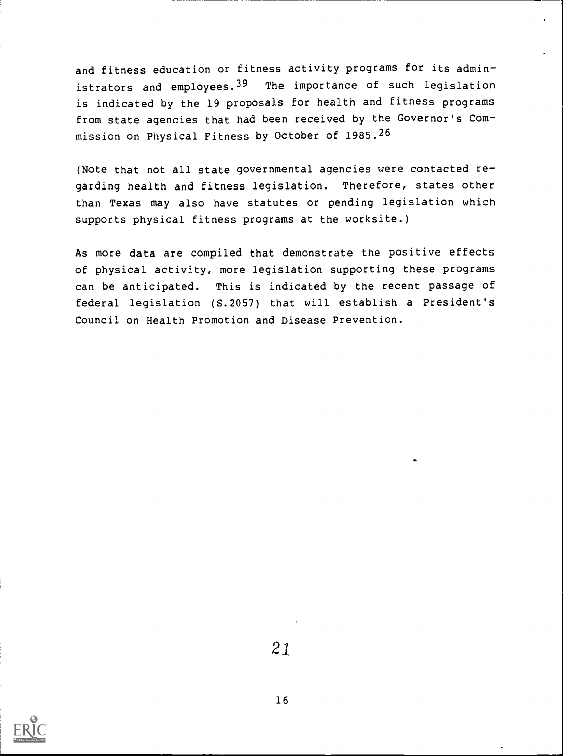and fitness education or fitness activity programs for its administrators and employees.[39] The importance of such legislation is indicated by the 19 proposals for health and fitness programs from state agencies that had been received by the Governor's Commission on Physical Fitness by October of 1985.[26]

(Note that not all state governmental agencies were contacted regarding health and fitness legislation. Therefore, states other than Texas may also have statutes or pending legislation which supports physical fitness programs at the worksite.)

As more data are compiled that demonstrate the positive effects of physical activity, more legislation supporting these programs can be anticipated. This is indicated by the recent passage of federal legislation (S.2057) that will establish a President's Council on Health Promotion and Disease Prevention.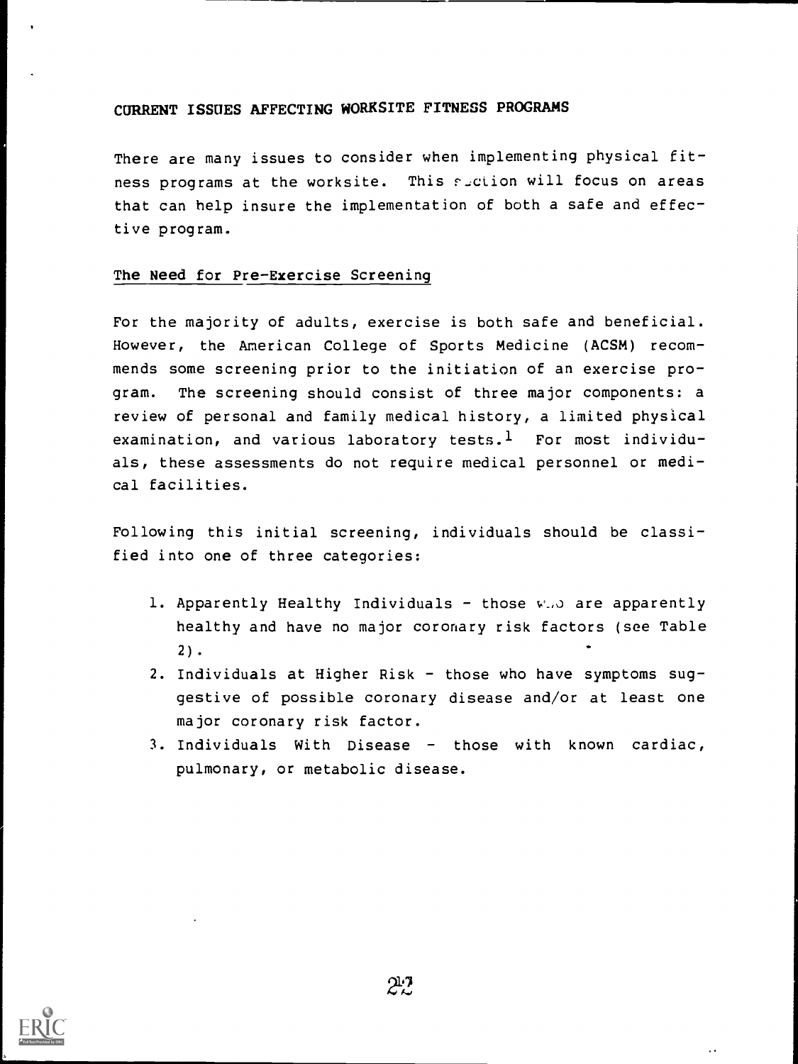## CURRENT ISSUES AFFECTING WORKSITE FITNESS PROGRAMS

There are many issues to consider when implementing physical fitness programs at the worksite. This section will focus on areas that can help insure the implementation of both a safe and effective program.

### The Need for Pre-Exercise Screening

For the majority of adults, exercise is both safe and beneficial. However, the American College of Sports Medicine (ACSM) recommends some screening prior to the initiation of an exercise program. The screening should consist of three major components: a review of personal and family medical history, a limited physical examination, and various laboratory tests.[1] For most individuals, these assessments do not require medical personnel or medical facilities.

Following this initial screening, individuals should be classified into one of three categories:

1. Apparently Healthy Individuals - those who are apparently healthy and have no major coronary risk factors (see Table 2).
2. Individuals at Higher Risk - those who have symptoms suggestive of possible coronary disease and/or at least one major coronary risk factor.
3. Individuals With Disease - those with known cardiac, pulmonary, or metabolic disease.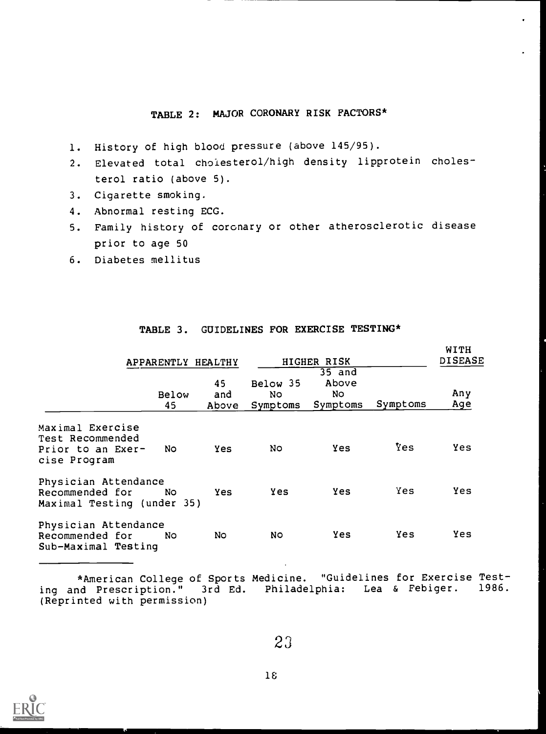## TABLE 2: MAJOR CORONARY RISK FACTORS*

1. History of high blood pressure (above 145/95).
2. Elevated total cholesterol/high density lipprotein cholesterol ratio (above 5).
3. Cigarette smoking.
4. Abnormal resting ECG.
5. Family history of coronary or other atherosclerotic disease prior to age 50
6. Diabetes mellitus

## TABLE 3. GUIDELINES FOR EXERCISE TESTING*

| | APPARENTLY HEALTHY | | HIGHER RISK | | | WITH DISEASE |
|---|---|---|---|---|---|---|
| | Below 45 | 45 and Above | Below 35 No Symptoms | 35 and Above No Symptoms | Symptoms | Any Age |
| Maximal Exercise Test Recommended Prior to an Exercise Program | No | Yes | No | Yes | Yes | Yes |
| Physician Attendance Recommended for Maximal Testing (under 35) | No | Yes | Yes | Yes | Yes | Yes |
| Physician Attendance Recommended for Sub-Maximal Testing | No | No | No | Yes | Yes | Yes |

*American College of Sports Medicine. "Guidelines for Exercise Testing and Prescription." 3rd Ed. Philadelphia: Lea & Febiger. 1986. (Reprinted with permission)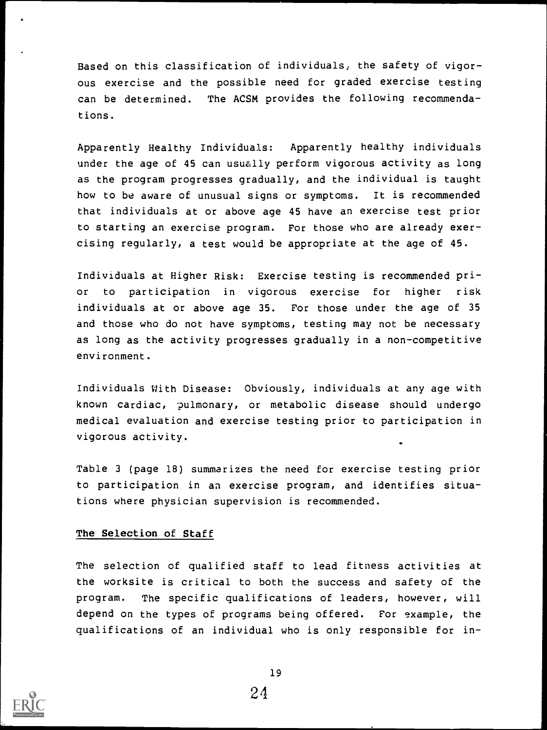Based on this classification of individuals, the safety of vigorous exercise and the possible need for graded exercise testing can be determined. The ACSM provides the following recommendations.

Apparently Healthy Individuals: Apparently healthy individuals under the age of 45 can usually perform vigorous activity as long as the program progresses gradually, and the individual is taught how to be aware of unusual signs or symptoms. It is recommended that individuals at or above age 45 have an exercise test prior to starting an exercise program. For those who are already exercising regularly, a test would be appropriate at the age of 45.

Individuals at Higher Risk: Exercise testing is recommended prior to participation in vigorous exercise for higher risk individuals at or above age 35. For those under the age of 35 and those who do not have symptoms, testing may not be necessary as long as the activity progresses gradually in a non-competitive environment.

Individuals With Disease: Obviously, individuals at any age with known cardiac, pulmonary, or metabolic disease should undergo medical evaluation and exercise testing prior to participation in vigorous activity.

Table 3 (page 18) summarizes the need for exercise testing prior to participation in an exercise program, and identifies situations where physician supervision is recommended.

## The Selection of Staff

The selection of qualified staff to lead fitness activities at the worksite is critical to both the success and safety of the program. The specific qualifications of leaders, however, will depend on the types of programs being offered. For example, the qualifications of an individual who is only responsible for in-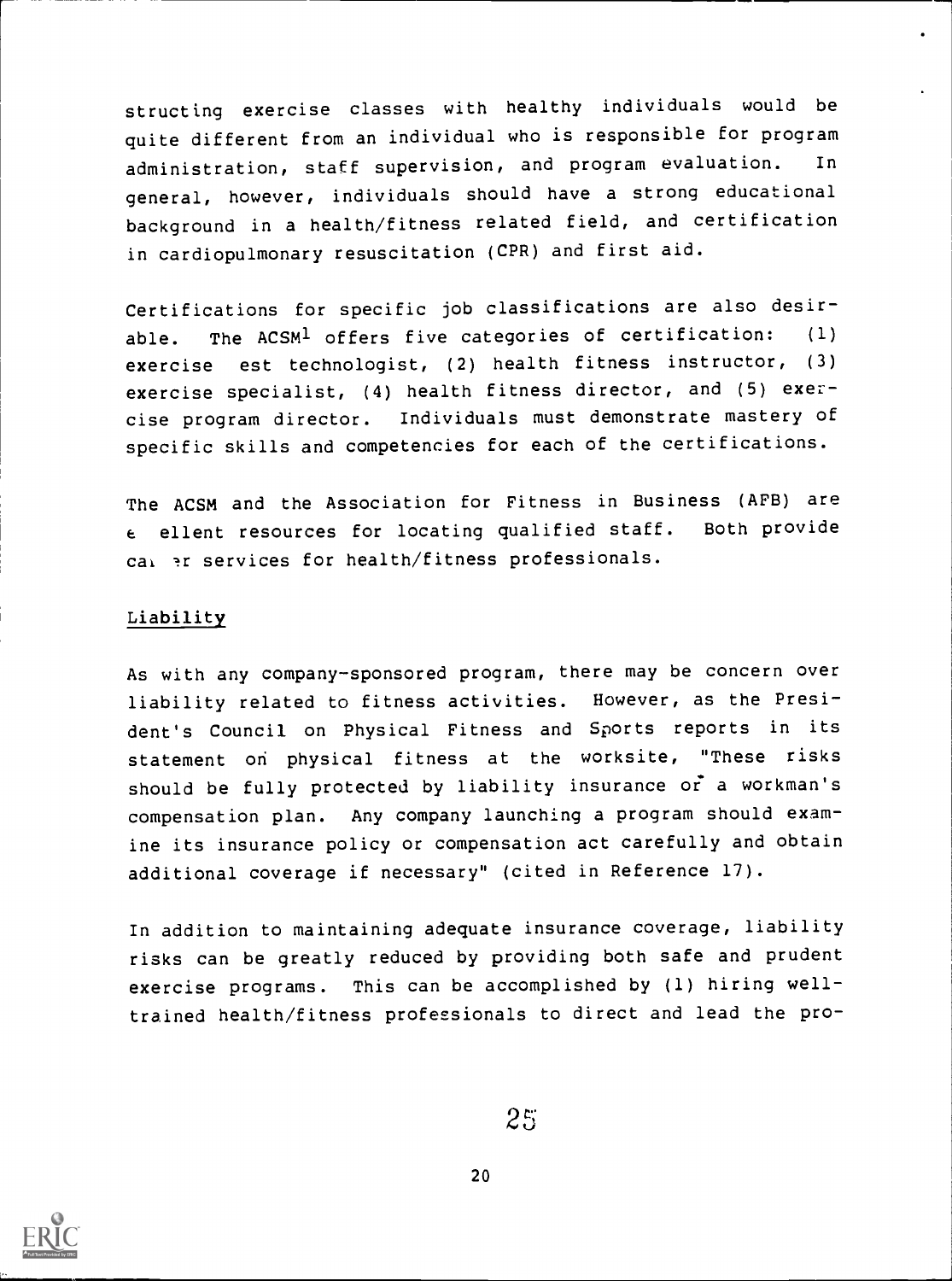structing exercise classes with healthy individuals would be quite different from an individual who is responsible for program administration, staff supervision, and program evaluation. In general, however, individuals should have a strong educational background in a health/fitness related field, and certification in cardiopulmonary resuscitation (CPR) and first aid.

Certifications for specific job classifications are also desirable. The ACSM[1] offers five categories of certification: (1) exercise est technologist, (2) health fitness instructor, (3) exercise specialist, (4) health fitness director, and (5) exercise program director. Individuals must demonstrate mastery of specific skills and competencies for each of the certifications.

The ACSM and the Association for Fitness in Business (AFB) are e ellent resources for locating qualified staff. Both provide ca er services for health/fitness professionals.

### Liability

As with any company-sponsored program, there may be concern over liability related to fitness activities. However, as the President's Council on Physical Fitness and Sports reports in its statement on physical fitness at the worksite, "These risks should be fully protected by liability insurance or a workman's compensation plan. Any company launching a program should examine its insurance policy or compensation act carefully and obtain additional coverage if necessary" (cited in Reference 17).

In addition to maintaining adequate insurance coverage, liability risks can be greatly reduced by providing both safe and prudent exercise programs. This can be accomplished by (1) hiring well-trained health/fitness professionals to direct and lead the pro-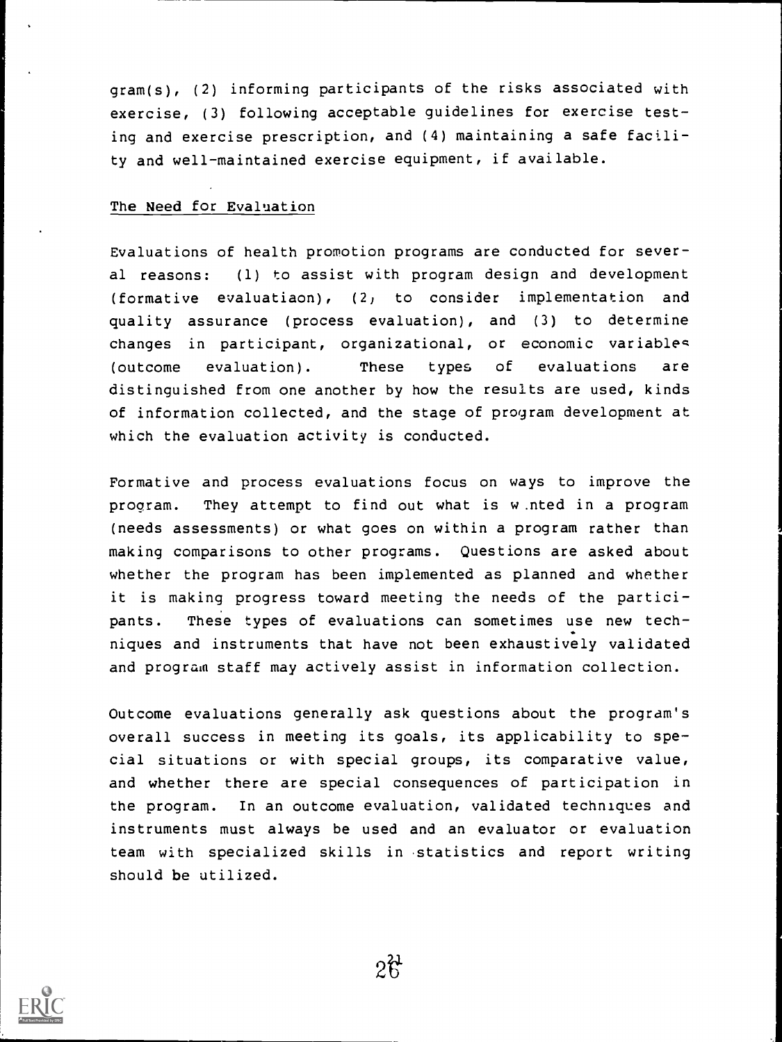gram(s), (2) informing participants of the risks associated with exercise, (3) following acceptable guidelines for exercise testing and exercise prescription, and (4) maintaining a safe facility and well-maintained exercise equipment, if available.

## The Need for Evaluation

Evaluations of health promotion programs are conducted for several reasons: (1) to assist with program design and development (formative evaluatiaon), (2, to consider implementation and quality assurance (process evaluation), and (3) to determine changes in participant, organizational, or economic variables (outcome evaluation). These types of evaluations are distinguished from one another by how the results are used, kinds of information collected, and the stage of program development at which the evaluation activity is conducted.

Formative and process evaluations focus on ways to improve the program. They attempt to find out what is w.nted in a program (needs assessments) or what goes on within a program rather than making comparisons to other programs. Questions are asked about whether the program has been implemented as planned and whether it is making progress toward meeting the needs of the participants. These types of evaluations can sometimes use new techniques and instruments that have not been exhaustively validated and program staff may actively assist in information collection.

Outcome evaluations generally ask questions about the program's overall success in meeting its goals, its applicability to special situations or with special groups, its comparative value, and whether there are special consequences of participation in the program. In an outcome evaluation, validated techniques and instruments must always be used and an evaluator or evaluation team with specialized skills in statistics and report writing should be utilized.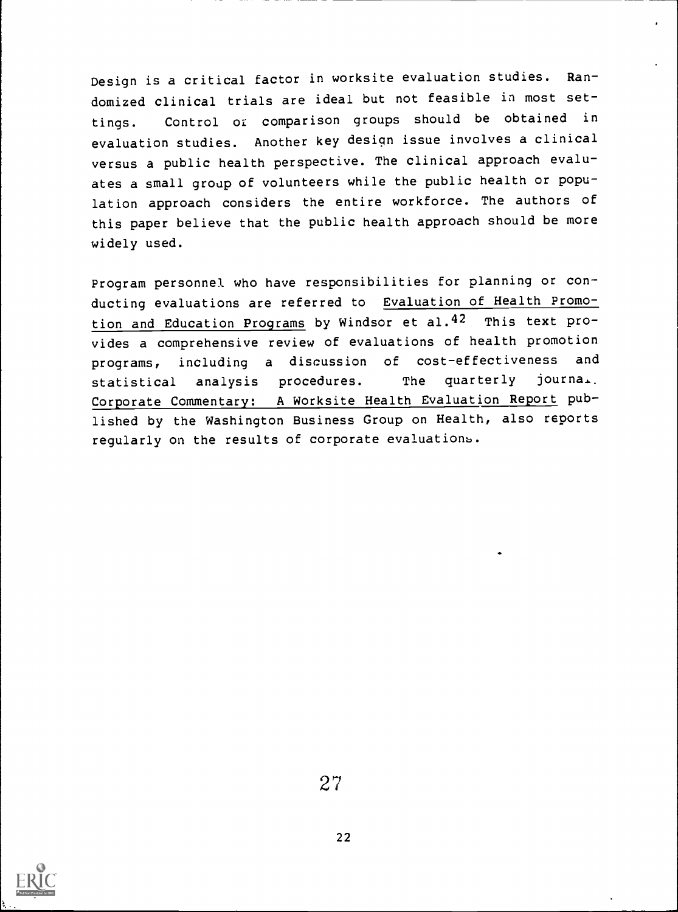Design is a critical factor in worksite evaluation studies. Randomized clinical trials are ideal but not feasible in most settings. Control or comparison groups should be obtained in evaluation studies. Another key design issue involves a clinical versus a public health perspective. The clinical approach evaluates a small group of volunteers while the public health or population approach considers the entire workforce. The authors of this paper believe that the public health approach should be more widely used.

Program personnel who have responsibilities for planning or conducting evaluations are referred to Evaluation of Health Promotion and Education Programs by Windsor et al.[42] This text provides a comprehensive review of evaluations of health promotion programs, including a discussion of cost-effectiveness and statistical analysis procedures. The quarterly journal Corporate Commentary: A Worksite Health Evaluation Report published by the Washington Business Group on Health, also reports regularly on the results of corporate evaluations.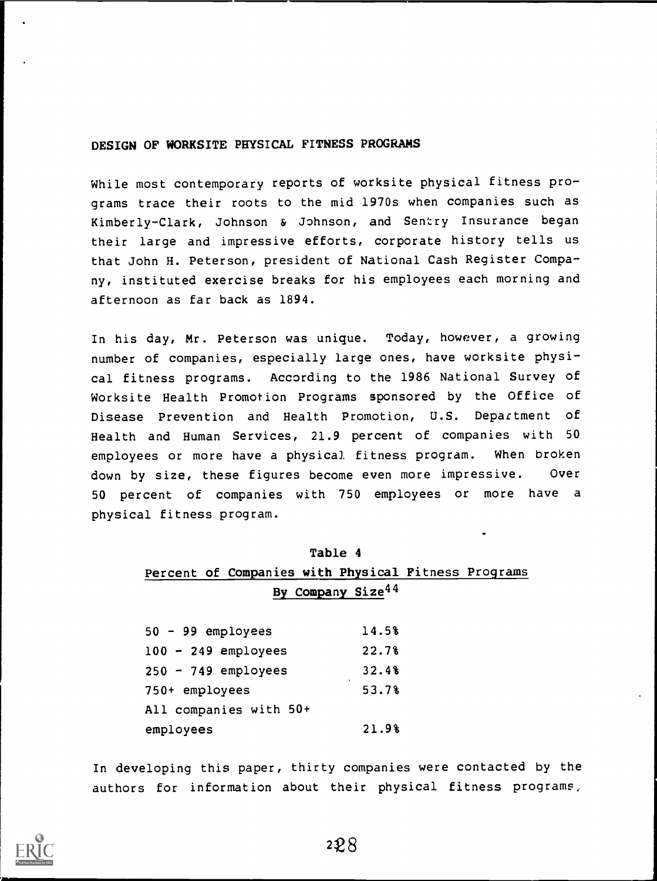## DESIGN OF WORKSITE PHYSICAL FITNESS PROGRAMS

While most contemporary reports of worksite physical fitness programs trace their roots to the mid 1970s when companies such as Kimberly-Clark, Johnson & Johnson, and Sentry Insurance began their large and impressive efforts, corporate history tells us that John H. Peterson, president of National Cash Register Company, instituted exercise breaks for his employees each morning and afternoon as far back as 1894.

In his day, Mr. Peterson was unique. Today, however, a growing number of companies, especially large ones, have worksite physical fitness programs. According to the 1986 National Survey of Worksite Health Promotion Programs sponsored by the Office of Disease Prevention and Health Promotion, U.S. Department of Health and Human Services, 21.9 percent of companies with 50 employees or more have a physical fitness program. When broken down by size, these figures become even more impressive. Over 50 percent of companies with 750 employees or more have a physical fitness program.

Table 4

Percent of Companies with Physical Fitness Programs By Company Size[44]

| Company Size | Percent |
|---|---|
| 50 - 99 employees | 14.5% |
| 100 - 249 employees | 22.7% |
| 250 - 749 employees | 32.4% |
| 750+ employees | 53.7% |
| All companies with 50+ employees | 21.9% |

In developing this paper, thirty companies were contacted by the authors for information about their physical fitness programs,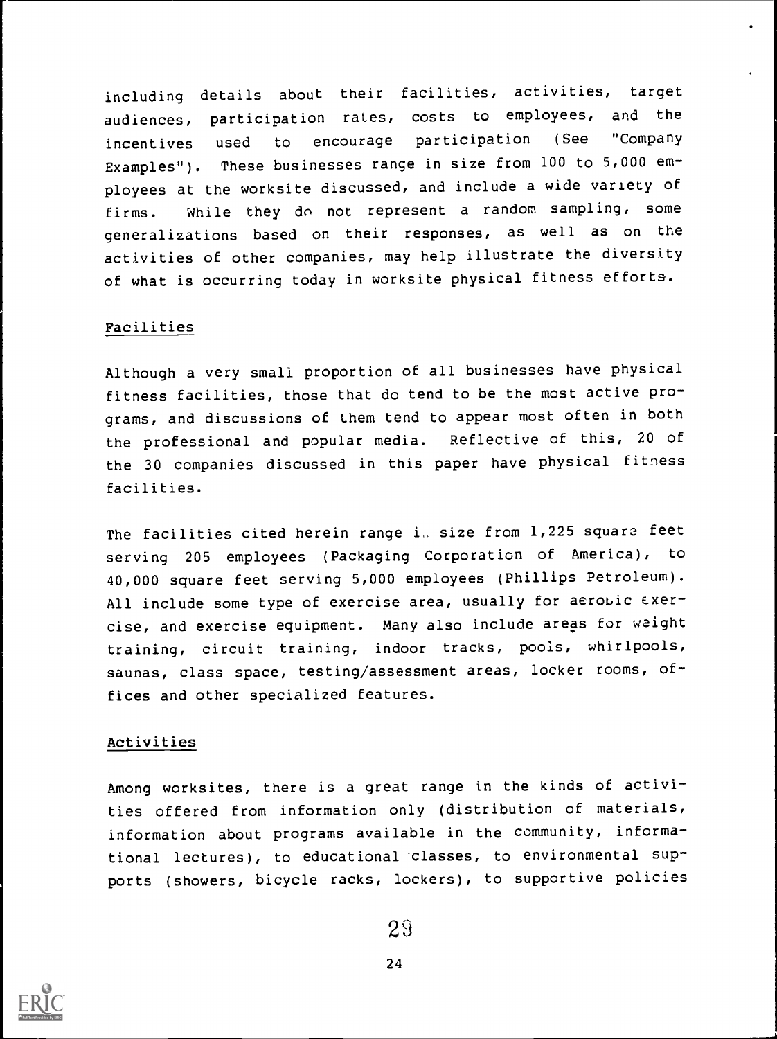including details about their facilities, activities, target audiences, participation rates, costs to employees, and the incentives used to encourage participation (See "Company Examples"). These businesses range in size from 100 to 5,000 employees at the worksite discussed, and include a wide variety of firms. While they do not represent a random sampling, some generalizations based on their responses, as well as on the activities of other companies, may help illustrate the diversity of what is occurring today in worksite physical fitness efforts.

## Facilities

Although a very small proportion of all businesses have physical fitness facilities, those that do tend to be the most active programs, and discussions of them tend to appear most often in both the professional and popular media. Reflective of this, 20 of the 30 companies discussed in this paper have physical fitness facilities.

The facilities cited herein range in size from 1,225 square feet serving 205 employees (Packaging Corporation of America), to 40,000 square feet serving 5,000 employees (Phillips Petroleum). All include some type of exercise area, usually for aerobic exercise, and exercise equipment. Many also include areas for weight training, circuit training, indoor tracks, pools, whirlpools, saunas, class space, testing/assessment areas, locker rooms, offices and other specialized features.

## Activities

Among worksites, there is a great range in the kinds of activities offered from information only (distribution of materials, information about programs available in the community, informational lectures), to educational classes, to environmental supports (showers, bicycle racks, lockers), to supportive policies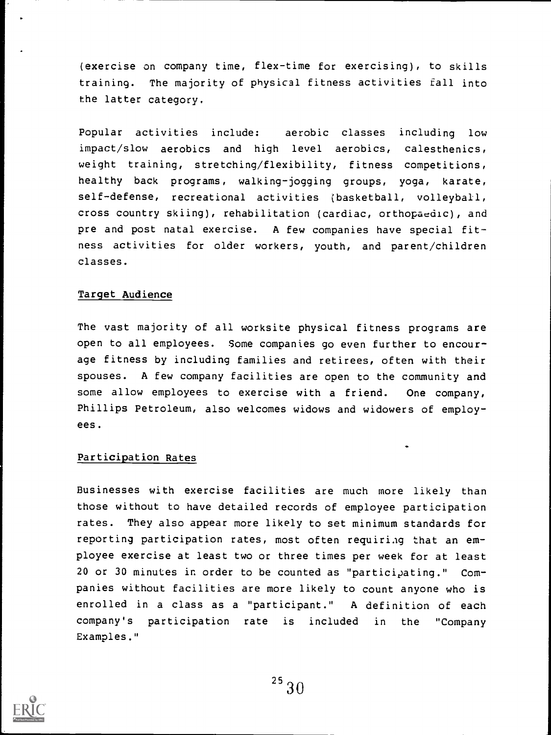(exercise on company time, flex-time for exercising), to skills training. The majority of physical fitness activities fall into the latter category.

Popular activities include: aerobic classes including low impact/slow aerobics and high level aerobics, calesthenics, weight training, stretching/flexibility, fitness competitions, healthy back programs, walking-jogging groups, yoga, karate, self-defense, recreational activities (basketball, volleyball, cross country skiing), rehabilitation (cardiac, orthopaedic), and pre and post natal exercise. A few companies have special fitness activities for older workers, youth, and parent/children classes.

## Target Audience

The vast majority of all worksite physical fitness programs are open to all employees. Some companies go even further to encourage fitness by including families and retirees, often with their spouses. A few company facilities are open to the community and some allow employees to exercise with a friend. One company, Phillips Petroleum, also welcomes widows and widowers of employees.

## Participation Rates

Businesses with exercise facilities are much more likely than those without to have detailed records of employee participation rates. They also appear more likely to set minimum standards for reporting participation rates, most often requiring that an employee exercise at least two or three times per week for at least 20 or 30 minutes in order to be counted as "participating." Companies without facilities are more likely to count anyone who is enrolled in a class as a "participant." A definition of each company's participation rate is included in the "Company Examples."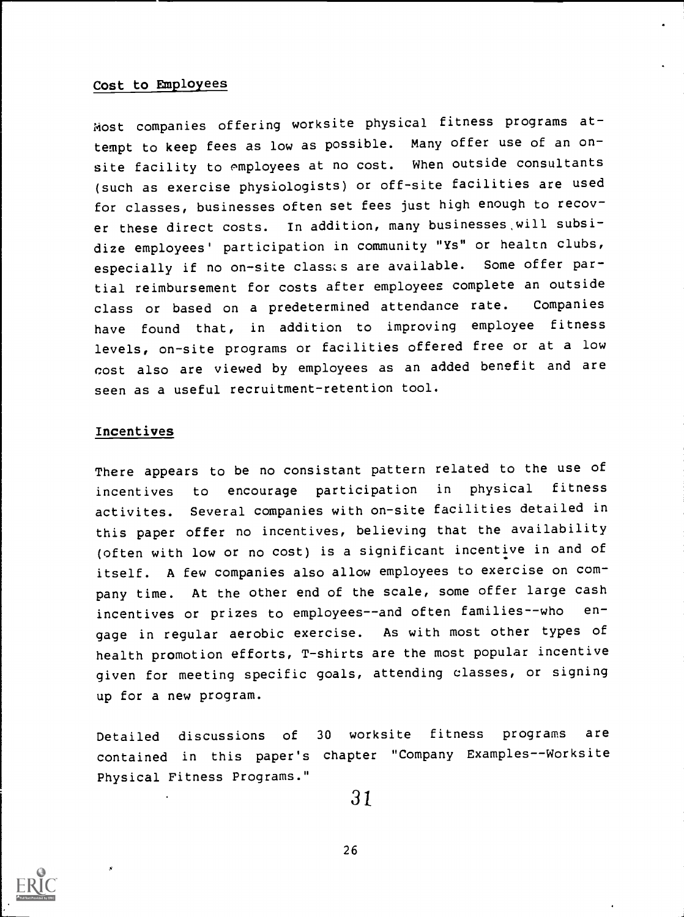## Cost to Employees

Most companies offering worksite physical fitness programs attempt to keep fees as low as possible. Many offer use of an on-site facility to employees at no cost. When outside consultants (such as exercise physiologists) or off-site facilities are used for classes, businesses often set fees just high enough to recover these direct costs. In addition, many businesses will subsidize employees' participation in community "Ys" or health clubs, especially if no on-site classes are available. Some offer partial reimbursement for costs after employees complete an outside class or based on a predetermined attendance rate. Companies have found that, in addition to improving employee fitness levels, on-site programs or facilities offered free or at a low cost also are viewed by employees as an added benefit and are seen as a useful recruitment-retention tool.

## Incentives

There appears to be no consistant pattern related to the use of incentives to encourage participation in physical fitness activites. Several companies with on-site facilities detailed in this paper offer no incentives, believing that the availability (often with low or no cost) is a significant incentive in and of itself. A few companies also allow employees to exercise on company time. At the other end of the scale, some offer large cash incentives or prizes to employees--and often families--who engage in regular aerobic exercise. As with most other types of health promotion efforts, T-shirts are the most popular incentive given for meeting specific goals, attending classes, or signing up for a new program.

Detailed discussions of 30 worksite fitness programs are contained in this paper's chapter "Company Examples--Worksite Physical Fitness Programs."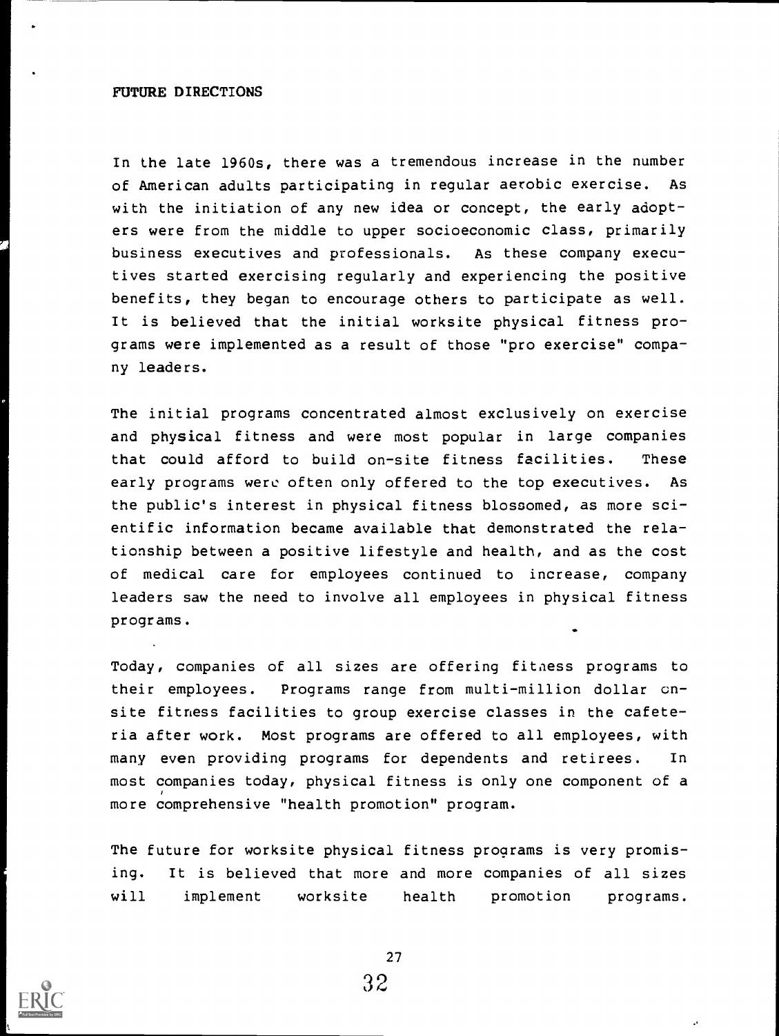## FUTURE DIRECTIONS

In the late 1960s, there was a tremendous increase in the number of American adults participating in regular aerobic exercise. As with the initiation of any new idea or concept, the early adopters were from the middle to upper socioeconomic class, primarily business executives and professionals. As these company executives started exercising regularly and experiencing the positive benefits, they began to encourage others to participate as well. It is believed that the initial worksite physical fitness programs were implemented as a result of those "pro exercise" company leaders.

The initial programs concentrated almost exclusively on exercise and physical fitness and were most popular in large companies that could afford to build on-site fitness facilities. These early programs were often only offered to the top executives. As the public's interest in physical fitness blossomed, as more scientific information became available that demonstrated the relationship between a positive lifestyle and health, and as the cost of medical care for employees continued to increase, company leaders saw the need to involve all employees in physical fitness programs.

Today, companies of all sizes are offering fitness programs to their employees. Programs range from multi-million dollar on-site fitness facilities to group exercise classes in the cafeteria after work. Most programs are offered to all employees, with many even providing programs for dependents and retirees. In most companies today, physical fitness is only one component of a more comprehensive "health promotion" program.

The future for worksite physical fitness programs is very promising. It is believed that more and more companies of all sizes will implement worksite health promotion programs.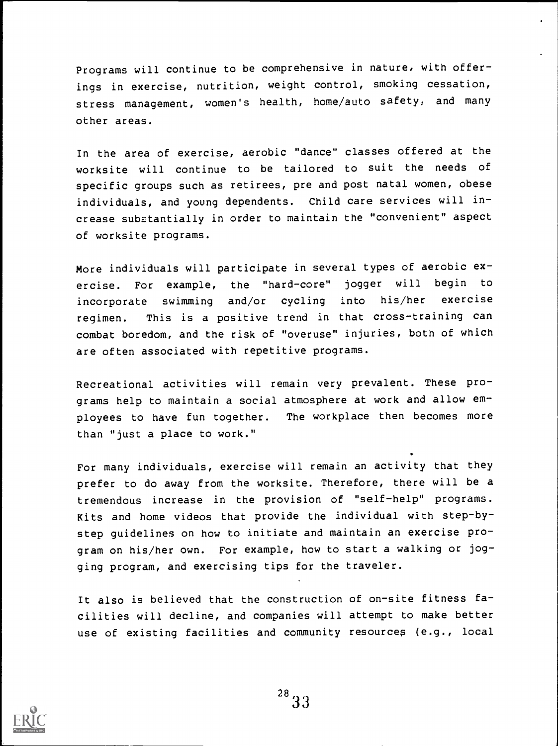Programs will continue to be comprehensive in nature, with offerings in exercise, nutrition, weight control, smoking cessation, stress management, women's health, home/auto safety, and many other areas.

In the area of exercise, aerobic "dance" classes offered at the worksite will continue to be tailored to suit the needs of specific groups such as retirees, pre and post natal women, obese individuals, and young dependents. Child care services will increase substantially in order to maintain the "convenient" aspect of worksite programs.

More individuals will participate in several types of aerobic exercise. For example, the "hard-core" jogger will begin to incorporate swimming and/or cycling into his/her exercise regimen. This is a positive trend in that cross-training can combat boredom, and the risk of "overuse" injuries, both of which are often associated with repetitive programs.

Recreational activities will remain very prevalent. These programs help to maintain a social atmosphere at work and allow employees to have fun together. The workplace then becomes more than "just a place to work."

For many individuals, exercise will remain an activity that they prefer to do away from the worksite. Therefore, there will be a tremendous increase in the provision of "self-help" programs. Kits and home videos that provide the individual with step-by-step guidelines on how to initiate and maintain an exercise program on his/her own. For example, how to start a walking or jogging program, and exercising tips for the traveler.

It also is believed that the construction of on-site fitness facilities will decline, and companies will attempt to make better use of existing facilities and community resources (e.g., local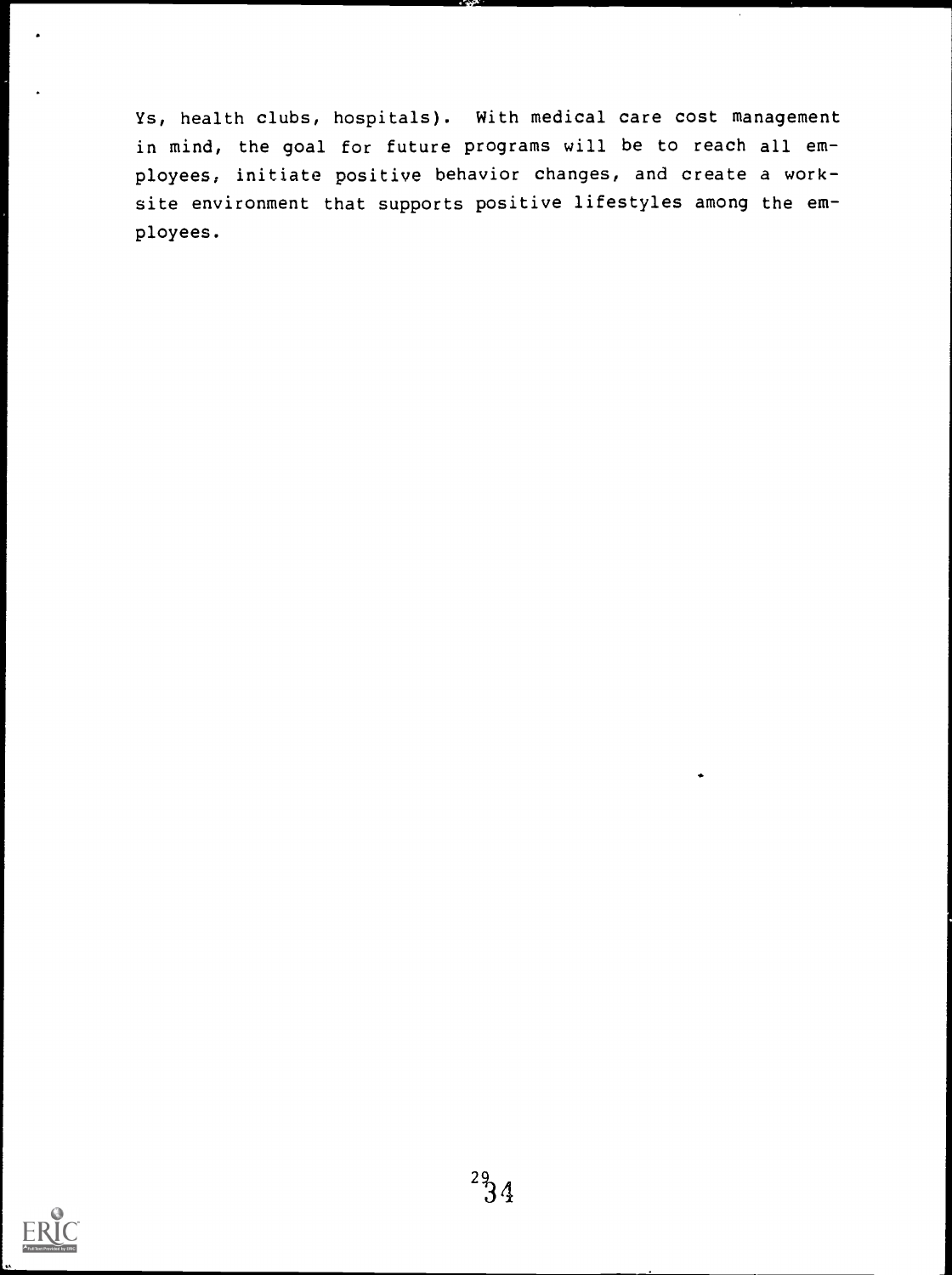Ys, health clubs, hospitals). With medical care cost management in mind, the goal for future programs will be to reach all employees, initiate positive behavior changes, and create a work-site environment that supports positive lifestyles among the employees.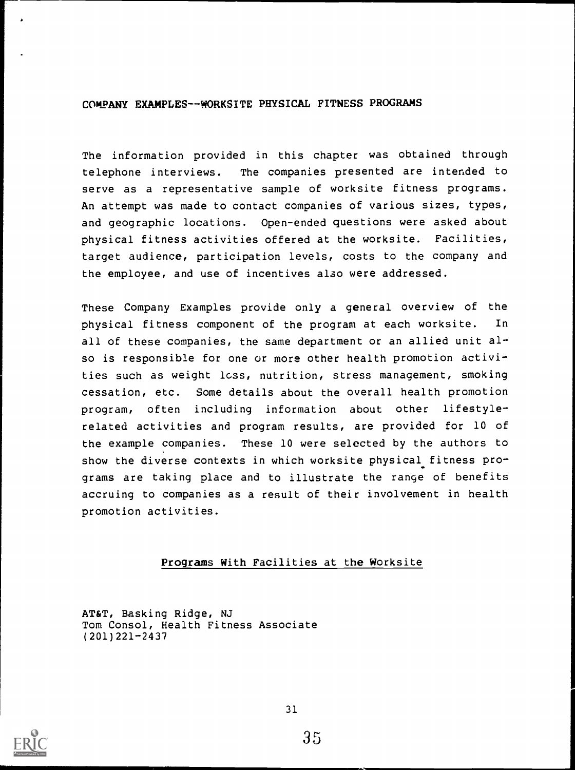## COMPANY EXAMPLES--WORKSITE PHYSICAL FITNESS PROGRAMS

The information provided in this chapter was obtained through telephone interviews. The companies presented are intended to serve as a representative sample of worksite fitness programs. An attempt was made to contact companies of various sizes, types, and geographic locations. Open-ended questions were asked about physical fitness activities offered at the worksite. Facilities, target audience, participation levels, costs to the company and the employee, and use of incentives also were addressed.

These Company Examples provide only a general overview of the physical fitness component of the program at each worksite. In all of these companies, the same department or an allied unit also is responsible for one or more other health promotion activities such as weight loss, nutrition, stress management, smoking cessation, etc. Some details about the overall health promotion program, often including information about other lifestyle-related activities and program results, are provided for 10 of the example companies. These 10 were selected by the authors to show the diverse contexts in which worksite physical fitness programs are taking place and to illustrate the range of benefits accruing to companies as a result of their involvement in health promotion activities.

### Programs With Facilities at the Worksite

AT&T, Basking Ridge, NJ
Tom Consol, Health Fitness Associate
(201)221-2437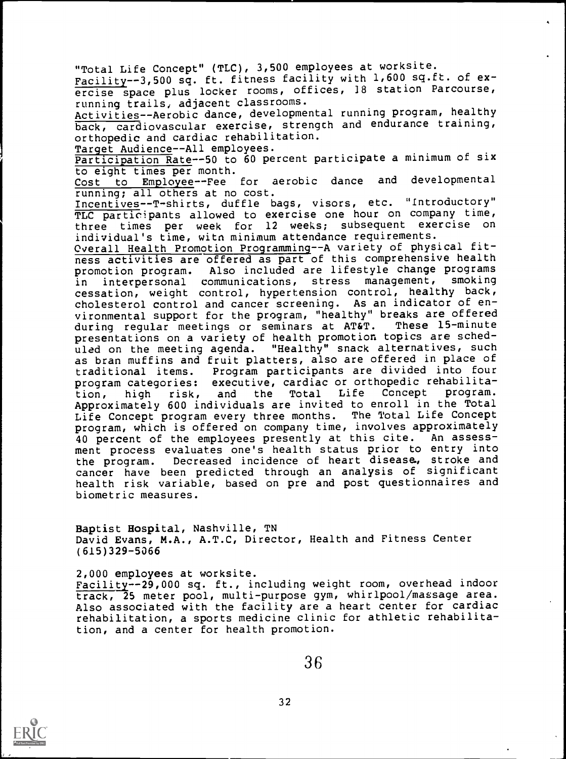"Total Life Concept" (TLC), 3,500 employees at worksite.

Facility--3,500 sq. ft. fitness facility with 1,600 sq.ft. of exercise space plus locker rooms, offices, 18 station Parcourse, running trails, adjacent classrooms.

Activities--Aerobic dance, developmental running program, healthy back, cardiovascular exercise, strength and endurance training, orthopedic and cardiac rehabilitation.

Target Audience--All employees.

Participation Rate--50 to 60 percent participate a minimum of six to eight times per month.

Cost to Employee--Fee for aerobic dance and developmental running; all others at no cost.

Incentives--T-shirts, duffle bags, visors, etc. "Introductory" TLC participants allowed to exercise one hour on company time, three times per week for 12 weeks; subsequent exercise on individual's time, with minimum attendance requirements.

Overall Health Promotion Programming--A variety of physical fitness activities are offered as part of this comprehensive health promotion program. Also included are lifestyle change programs in interpersonal communications, stress management, smoking cessation, weight control, hypertension control, healthy back, cholesterol control and cancer screening. As an indicator of environmental support for the program, "healthy" breaks are offered during regular meetings or seminars at AT&T. These 15-minute presentations on a variety of health promotion topics are scheduled on the meeting agenda. "Healthy" snack alternatives, such as bran muffins and fruit platters, also are offered in place of traditional items. Program participants are divided into four program categories: executive, cardiac or orthopedic rehabilitation, high risk, and the Total Life Concept program. Approximately 600 individuals are invited to enroll in the Total Life Concept program every three months. The Total Life Concept program, which is offered on company time, involves approximately 40 percent of the employees presently at this cite. An assessment process evaluates one's health status prior to entry into the program. Decreased incidence of heart disease, stroke and cancer have been predicted through an analysis of significant health risk variable, based on pre and post questionnaires and biometric measures.

**Baptist Hospital, Nashville, TN**
David Evans, M.A., A.T.C, Director, Health and Fitness Center
(615)329-5066

2,000 employees at worksite.

Facility--29,000 sq. ft., including weight room, overhead indoor track, 25 meter pool, multi-purpose gym, whirlpool/massage area. Also associated with the facility are a heart center for cardiac rehabilitation, a sports medicine clinic for athletic rehabilitation, and a center for health promotion.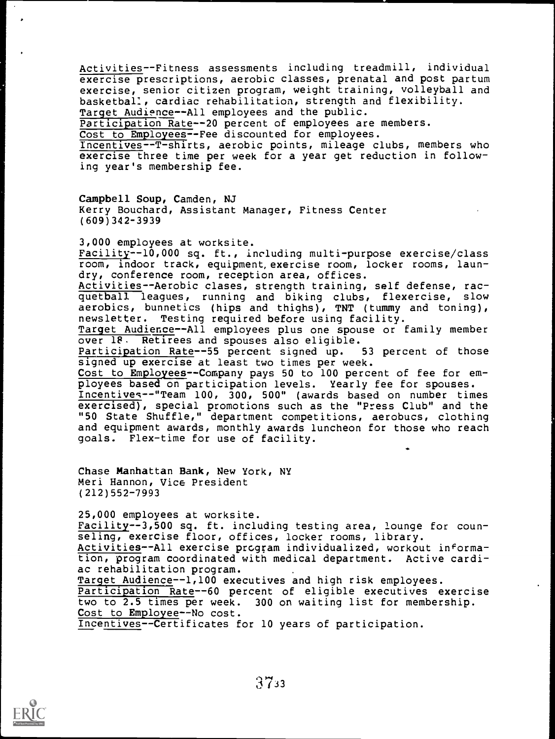Activities--Fitness assessments including treadmill, individual exercise prescriptions, aerobic classes, prenatal and post partum exercise, senior citizen program, weight training, volleyball and basketball, cardiac rehabilitation, strength and flexibility.
Target Audience--All employees and the public.
Participation Rate--20 percent of employees are members.
Cost to Employees--Fee discounted for employees.
Incentives--T-shirts, aerobic points, mileage clubs, members who exercise three time per week for a year get reduction in following year's membership fee.

**Campbell Soup, Camden, NJ**
Kerry Bouchard, Assistant Manager, Fitness Center
(609)342-3939

3,000 employees at worksite.
Facility--10,000 sq. ft., including multi-purpose exercise/class room, indoor track, equipment, exercise room, locker rooms, laundry, conference room, reception area, offices.
Activities--Aerobic clases, strength training, self defense, racquetball leagues, running and biking clubs, flexercise, slow aerobics, bunnetics (hips and thighs), TNT (tummy and toning), newsletter. Testing required before using facility.
Target Audience--All employees plus one spouse or family member over 18. Retirees and spouses also eligible.
Participation Rate--55 percent signed up. 53 percent of those signed up exercise at least two times per week.
Cost to Employees--Company pays 50 to 100 percent of fee for employees based on participation levels. Yearly fee for spouses.
Incentives--"Team 100, 300, 500" (awards based on number times exercised), special promotions such as the "Press Club" and the "50 State Shuffle," department competitions, aerobucs, clothing and equipment awards, monthly awards luncheon for those who reach goals. Flex-time for use of facility.

**Chase Manhattan Bank, New York, NY**
Meri Hannon, Vice President
(212)552-7993

25,000 employees at worksite.
Facility--3,500 sq. ft. including testing area, lounge for counseling, exercise floor, offices, locker rooms, library.
Activities--All exercise program individualized, workout information, program coordinated with medical department. Active cardiac rehabilitation program.
Target Audience--1,100 executives and high risk employees.
Participation Rate--60 percent of eligible executives exercise two to 2.5 times per week. 300 on waiting list for membership.
Cost to Employee--No cost.
Incentives--Certificates for 10 years of participation.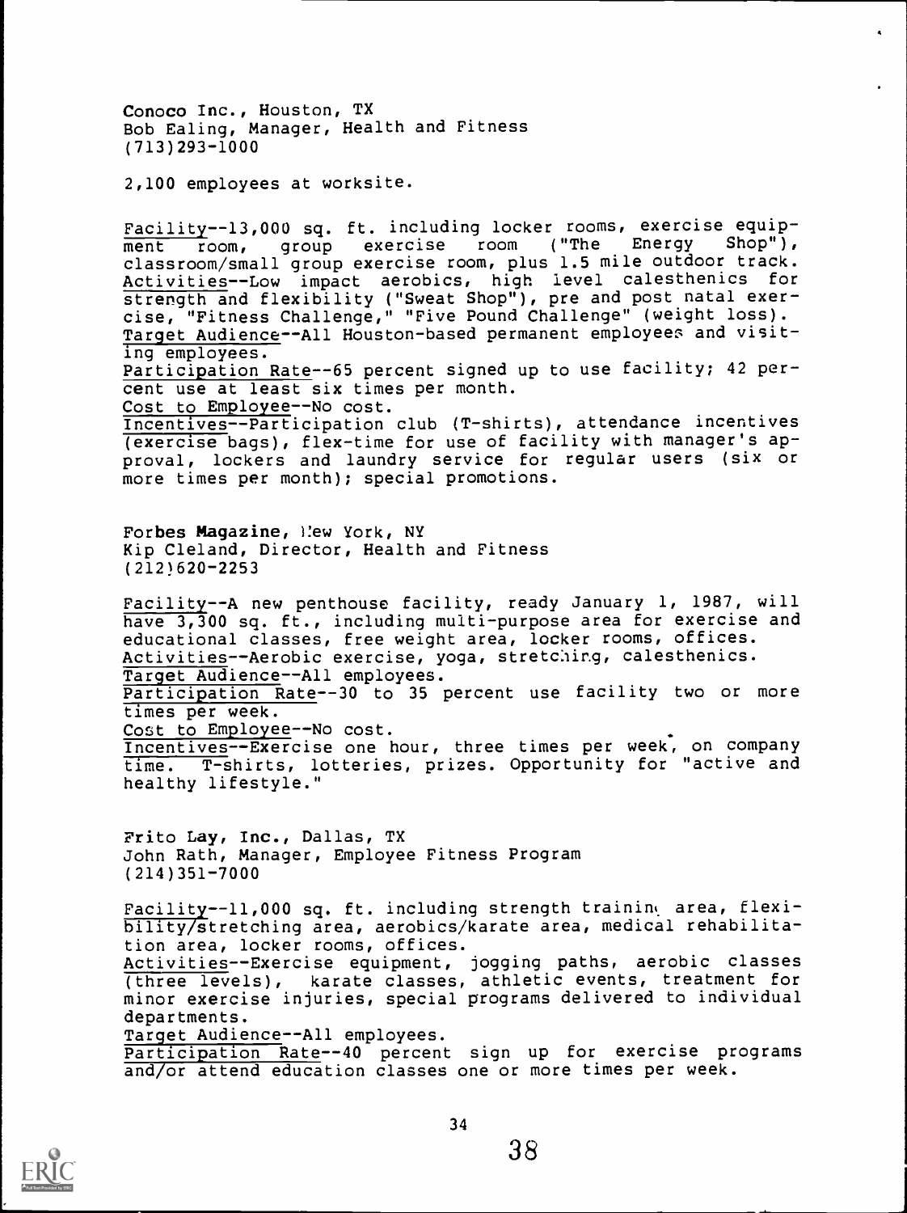Conoco Inc., Houston, TX
Bob Ealing, Manager, Health and Fitness
(713)293-1000

2,100 employees at worksite.

Facility--13,000 sq. ft. including locker rooms, exercise equipment room, group exercise room ("The Energy Shop"), classroom/small group exercise room, plus 1.5 mile outdoor track.
Activities--Low impact aerobics, high level calesthenics for strength and flexibility ("Sweat Shop"), pre and post natal exercise, "Fitness Challenge," "Five Pound Challenge" (weight loss).
Target Audience--All Houston-based permanent employees and visiting employees.
Participation Rate--65 percent signed up to use facility; 42 percent use at least six times per month.
Cost to Employee--No cost.
Incentives--Participation club (T-shirts), attendance incentives (exercise bags), flex-time for use of facility with manager's approval, lockers and laundry service for regular users (six or more times per month); special promotions.

Forbes Magazine, New York, NY
Kip Cleland, Director, Health and Fitness
(212)620-2253

Facility--A new penthouse facility, ready January 1, 1987, will have 3,300 sq. ft., including multi-purpose area for exercise and educational classes, free weight area, locker rooms, offices.
Activities--Aerobic exercise, yoga, stretching, calesthenics.
Target Audience--All employees.
Participation Rate--30 to 35 percent use facility two or more times per week.
Cost to Employee--No cost.
Incentives--Exercise one hour, three times per week, on company time. T-shirts, lotteries, prizes. Opportunity for "active and healthy lifestyle."

Frito Lay, Inc., Dallas, TX
John Rath, Manager, Employee Fitness Program
(214)351-7000

Facility--11,000 sq. ft. including strength training area, flexibility/stretching area, aerobics/karate area, medical rehabilitation area, locker rooms, offices.
Activities--Exercise equipment, jogging paths, aerobic classes (three levels), karate classes, athletic events, treatment for minor exercise injuries, special programs delivered to individual departments.
Target Audience--All employees.
Participation Rate--40 percent sign up for exercise programs and/or attend education classes one or more times per week.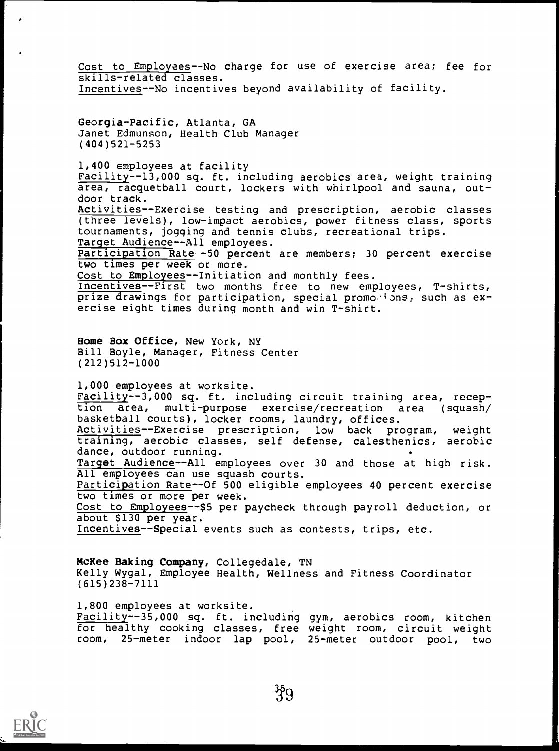Cost to Employees--No charge for use of exercise area; fee for skills-related classes.
Incentives--No incentives beyond availability of facility.

**Georgia-Pacific**, Atlanta, GA
Janet Edmunson, Health Club Manager
(404)521-5253

1,400 employees at facility
Facility--13,000 sq. ft. including aerobics area, weight training area, racquetball court, lockers with whirlpool and sauna, outdoor track.
Activities--Exercise testing and prescription, aerobic classes (three levels), low-impact aerobics, power fitness class, sports tournaments, jogging and tennis clubs, recreational trips.
Target Audience--All employees.
Participation Rate--50 percent are members; 30 percent exercise two times per week or more.
Cost to Employees--Initiation and monthly fees.
Incentives--First two months free to new employees, T-shirts, prize drawings for participation, special promotions, such as exercise eight times during month and win T-shirt.

**Home Box Office**, New York, NY
Bill Boyle, Manager, Fitness Center
(212)512-1000

1,000 employees at worksite.
Facility--3,000 sq. ft. including circuit training area, reception area, multi-purpose exercise/recreation area (squash/basketball courts), locker rooms, laundry, offices.
Activities--Exercise prescription, low back program, weight training, aerobic classes, self defense, calesthenics, aerobic dance, outdoor running.
Target Audience--All employees over 30 and those at high risk. All employees can use squash courts.
Participation Rate--Of 500 eligible employees 40 percent exercise two times or more per week.
Cost to Employees--$5 per paycheck through payroll deduction, or about $130 per year.
Incentives--Special events such as contests, trips, etc.

**McKee Baking Company**, Collegedale, TN
Kelly Wygal, Employee Health, Wellness and Fitness Coordinator
(615)238-7111

1,800 employees at worksite.
Facility--35,000 sq. ft. including gym, aerobics room, kitchen for healthy cooking classes, free weight room, circuit weight room, 25-meter indoor lap pool, 25-meter outdoor pool, two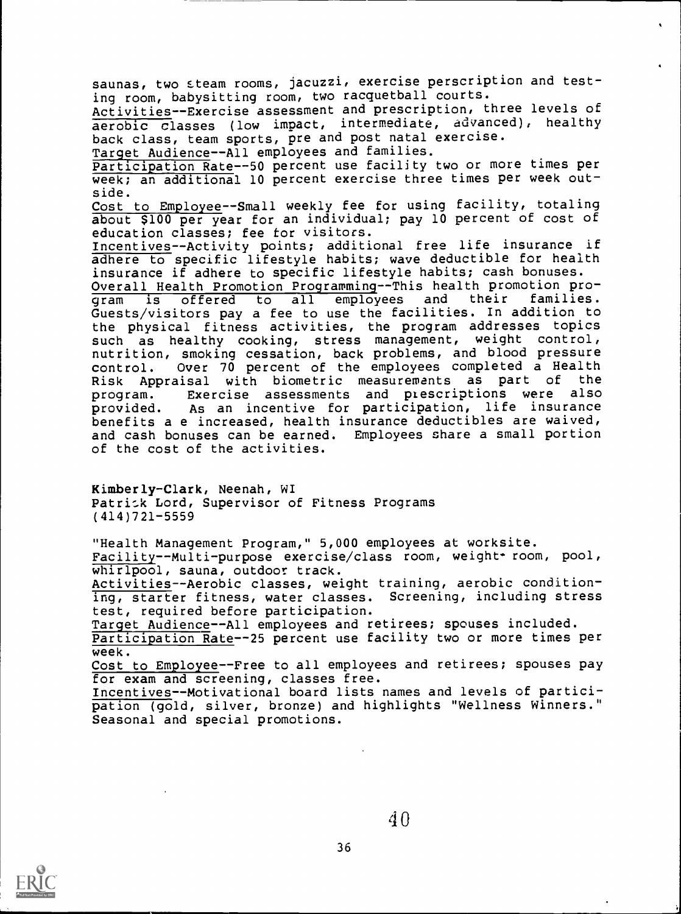saunas, two steam rooms, jacuzzi, exercise perscription and testing room, babysitting room, two racquetball courts.

Activities--Exercise assessment and prescription, three levels of aerobic classes (low impact, intermediate, advanced), healthy back class, team sports, pre and post natal exercise.

Target Audience--All employees and families.

Participation Rate--50 percent use facility two or more times per week; an additional 10 percent exercise three times per week outside.

Cost to Employee--Small weekly fee for using facility, totaling about $100 per year for an individual; pay 10 percent of cost of education classes; fee for visitors.

Incentives--Activity points; additional free life insurance if adhere to specific lifestyle habits; wave deductible for health insurance if adhere to specific lifestyle habits; cash bonuses.

Overall Health Promotion Programming--This health promotion program is offered to all employees and their families. Guests/visitors pay a fee to use the facilities. In addition to the physical fitness activities, the program addresses topics such as healthy cooking, stress management, weight control, nutrition, smoking cessation, back problems, and blood pressure control. Over 70 percent of the employees completed a Health Risk Appraisal with biometric measurements as part of the program. Exercise assessments and prescriptions were also provided. As an incentive for participation, life insurance benefits a e increased, health insurance deductibles are waived, and cash bonuses can be earned. Employees share a small portion of the cost of the activities.

**Kimberly-Clark, Neenah, WI**
Patrick Lord, Supervisor of Fitness Programs
(414)721-5559

"Health Management Program," 5,000 employees at worksite.

Facility--Multi-purpose exercise/class room, weight room, pool, whirlpool, sauna, outdoor track.

Activities--Aerobic classes, weight training, aerobic conditioning, starter fitness, water classes. Screening, including stress test, required before participation.

Target Audience--All employees and retirees; spouses included.

Participation Rate--25 percent use facility two or more times per week.

Cost to Employee--Free to all employees and retirees; spouses pay for exam and screening, classes free.

Incentives--Motivational board lists names and levels of participation (gold, silver, bronze) and highlights "Wellness Winners." Seasonal and special promotions.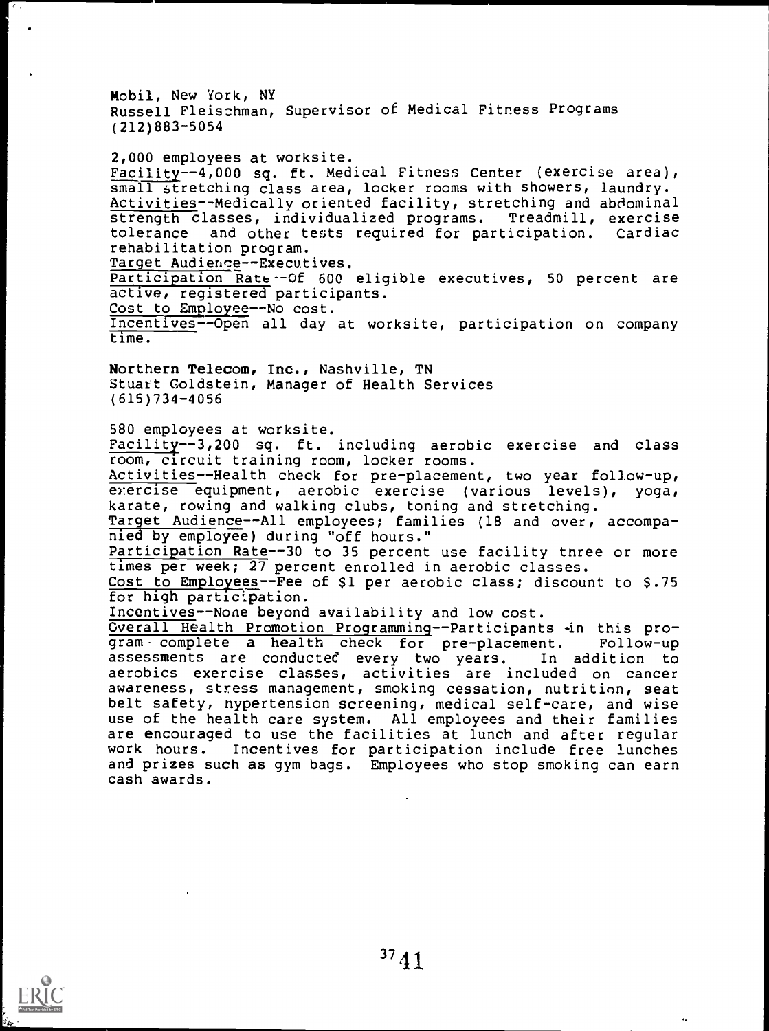**Mobil**, New York, NY
Russell Fleischman, Supervisor of Medical Fitness Programs
(212)883-5054

2,000 employees at worksite.
Facility--4,000 sq. ft. Medical Fitness Center (exercise area), small stretching class area, locker rooms with showers, laundry.
Activities--Medically oriented facility, stretching and abdominal strength classes, individualized programs. Treadmill, exercise tolerance and other tests required for participation. Cardiac rehabilitation program.
Target Audience--Executives.
Participation Rate--Of 600 eligible executives, 50 percent are active, registered participants.
Cost to Employee--No cost.
Incentives--Open all day at worksite, participation on company time.

**Northern Telecom, Inc.**, Nashville, TN
Stuart Goldstein, Manager of Health Services
(615)734-4056

580 employees at worksite.
Facility--3,200 sq. ft. including aerobic exercise and class room, circuit training room, locker rooms.
Activities--Health check for pre-placement, two year follow-up, exercise equipment, aerobic exercise (various levels), yoga, karate, rowing and walking clubs, toning and stretching.
Target Audience--All employees; families (18 and over, accompanied by employee) during "off hours."
Participation Rate--30 to 35 percent use facility three or more times per week; 27 percent enrolled in aerobic classes.
Cost to Employees--Fee of $1 per aerobic class; discount to $.75 for high participation.
Incentives--None beyond availability and low cost.
Overall Health Promotion Programming--Participants in this program complete a health check for pre-placement. Follow-up assessments are conducted every two years. In addition to aerobics exercise classes, activities are included on cancer awareness, stress management, smoking cessation, nutrition, seat belt safety, hypertension screening, medical self-care, and wise use of the health care system. All employees and their families are encouraged to use the facilities at lunch and after regular work hours. Incentives for participation include free lunches and prizes such as gym bags. Employees who stop smoking can earn cash awards.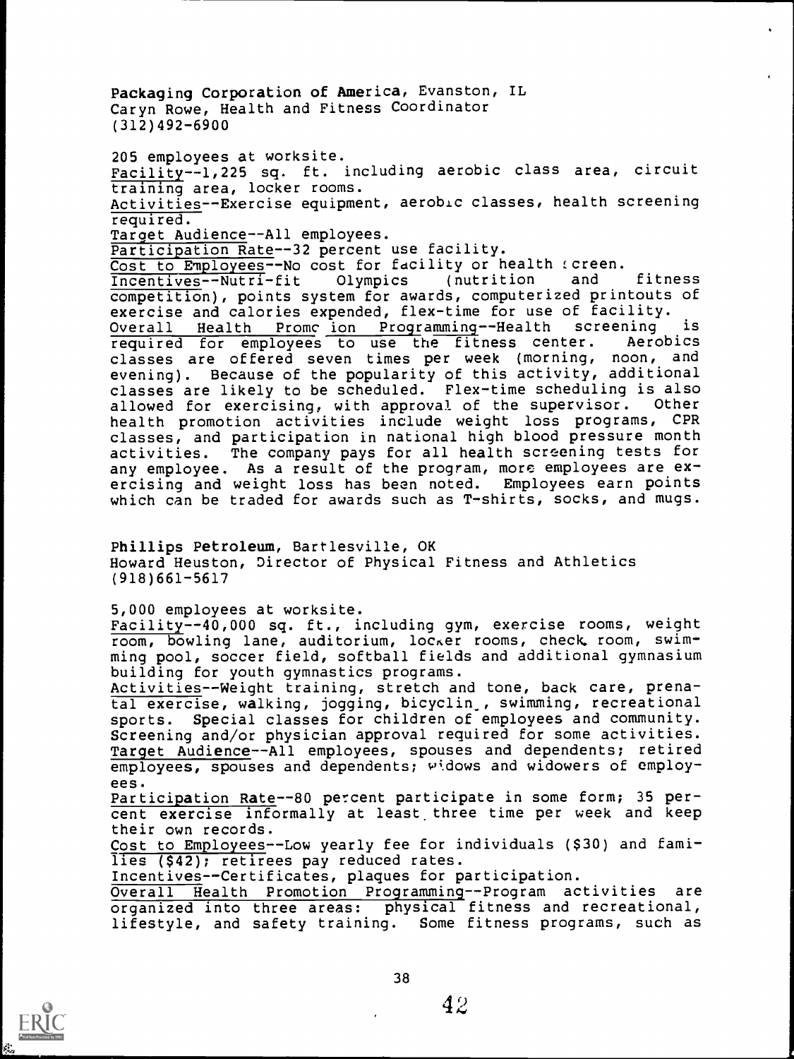**Packaging Corporation of America**, Evanston, IL
Caryn Rowe, Health and Fitness Coordinator
(312)492-6900

205 employees at worksite.
Facility--1,225 sq. ft. including aerobic class area, circuit training area, locker rooms.
Activities--Exercise equipment, aerobic classes, health screening required.
Target Audience--All employees.
Participation Rate--32 percent use facility.
Cost to Employees--No cost for facility or health screen.
Incentives--Nutri-fit Olympics (nutrition and fitness competition), points system for awards, computerized printouts of exercise and calories expended, flex-time for use of facility.
Overall Health Promotion Programming--Health screening is required for employees to use the fitness center. Aerobics classes are offered seven times per week (morning, noon, and evening). Because of the popularity of this activity, additional classes are likely to be scheduled. Flex-time scheduling is also allowed for exercising, with approval of the supervisor. Other health promotion activities include weight loss programs, CPR classes, and participation in national high blood pressure month activities. The company pays for all health screening tests for any employee. As a result of the program, more employees are exercising and weight loss has been noted. Employees earn points which can be traded for awards such as T-shirts, socks, and mugs.

**Phillips Petroleum**, Bartlesville, OK
Howard Heuston, Director of Physical Fitness and Athletics
(918)661-5617

5,000 employees at worksite.
Facility--40,000 sq. ft., including gym, exercise rooms, weight room, bowling lane, auditorium, locker rooms, check room, swimming pool, soccer field, softball fields and additional gymnasium building for youth gymnastics programs.
Activities--Weight training, stretch and tone, back care, prenatal exercise, walking, jogging, bicycling, swimming, recreational sports. Special classes for children of employees and community. Screening and/or physician approval required for some activities.
Target Audience--All employees, spouses and dependents; retired employees, spouses and dependents; widows and widowers of employees.
Participation Rate--80 percent participate in some form; 35 percent exercise informally at least three time per week and keep their own records.
Cost to Employees--Low yearly fee for individuals ($30) and families ($42); retirees pay reduced rates.
Incentives--Certificates, plaques for participation.
Overall Health Promotion Programming--Program activities are organized into three areas: physical fitness and recreational, lifestyle, and safety training. Some fitness programs, such as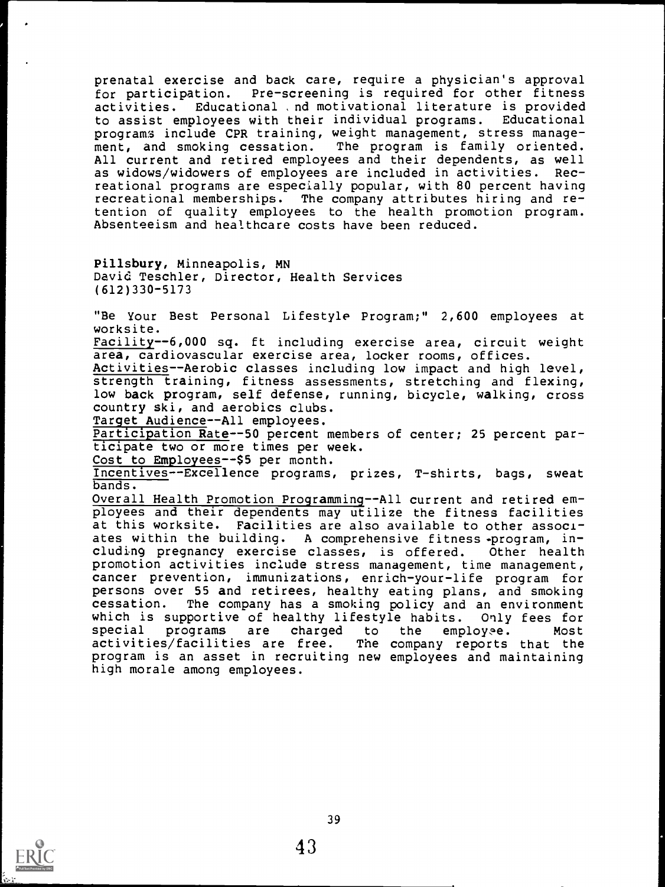prenatal exercise and back care, require a physician's approval for participation. Pre-screening is required for other fitness activities. Educational and motivational literature is provided to assist employees with their individual programs. Educational programs include CPR training, weight management, stress management, and smoking cessation. The program is family oriented. All current and retired employees and their dependents, as well as widows/widowers of employees are included in activities. Recreational programs are especially popular, with 80 percent having recreational memberships. The company attributes hiring and retention of quality employees to the health promotion program. Absenteeism and healthcare costs have been reduced.

**Pillsbury**, Minneapolis, MN
David Teschler, Director, Health Services
(612)330-5173

"Be Your Best Personal Lifestyle Program;" 2,600 employees at worksite.

Facility--6,000 sq. ft including exercise area, circuit weight area, cardiovascular exercise area, locker rooms, offices.

Activities--Aerobic classes including low impact and high level, strength training, fitness assessments, stretching and flexing, low back program, self defense, running, bicycle, walking, cross country ski, and aerobics clubs.

Target Audience--All employees.

Participation Rate--50 percent members of center; 25 percent participate two or more times per week.

Cost to Employees--$5 per month.

Incentives--Excellence programs, prizes, T-shirts, bags, sweat bands.

Overall Health Promotion Programming--All current and retired employees and their dependents may utilize the fitness facilities at this worksite. Facilities are also available to other associates within the building. A comprehensive fitness program, including pregnancy exercise classes, is offered. Other health promotion activities include stress management, time management, cancer prevention, immunizations, enrich-your-life program for persons over 55 and retirees, healthy eating plans, and smoking cessation. The company has a smoking policy and an environment which is supportive of healthy lifestyle habits. Only fees for special programs are charged to the employee. Most activities/facilities are free. The company reports that the program is an asset in recruiting new employees and maintaining high morale among employees.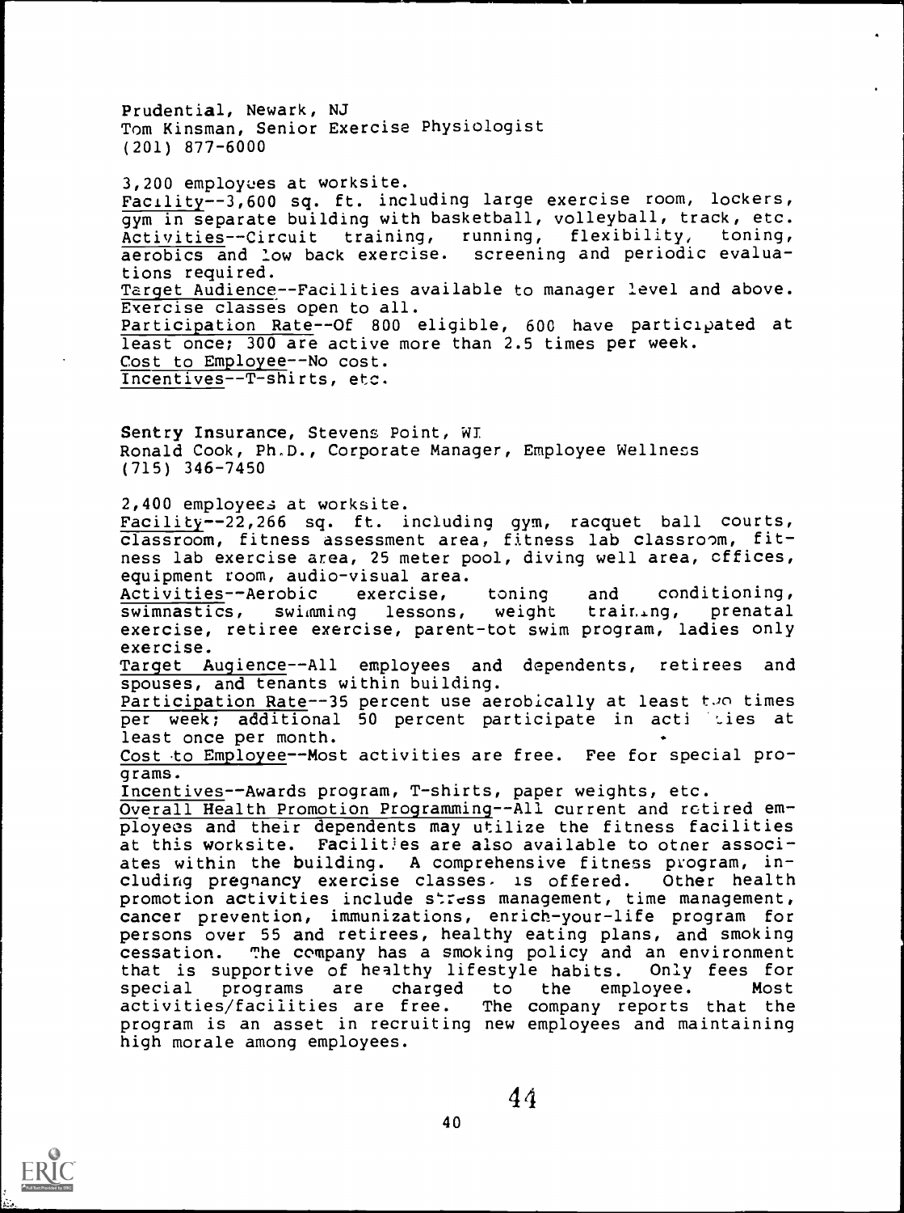**Prudential, Newark, NJ**
Tom Kinsman, Senior Exercise Physiologist
(201) 877-6000

3,200 employees at worksite.
Facility--3,600 sq. ft. including large exercise room, lockers, gym in separate building with basketball, volleyball, track, etc.
Activities--Circuit training, running, flexibility, toning, aerobics and low back exercise. screening and periodic evaluations required.
Target Audience--Facilities available to manager level and above. Exercise classes open to all.
Participation Rate--Of 800 eligible, 600 have participated at least once; 300 are active more than 2.5 times per week.
Cost to Employee--No cost.
Incentives--T-shirts, etc.

**Sentry Insurance, Stevens Point, WI**
Ronald Cook, Ph.D., Corporate Manager, Employee Wellness
(715) 346-7450

2,400 employees at worksite.
Facility--22,266 sq. ft. including gym, racquet ball courts, classroom, fitness assessment area, fitness lab classroom, fitness lab exercise area, 25 meter pool, diving well area, offices, equipment room, audio-visual area.
Activities--Aerobic exercise, toning and conditioning, swimnastics, swimming lessons, weight training, prenatal exercise, retiree exercise, parent-tot swim program, ladies only exercise.
Target Audience--All employees and dependents, retirees and spouses, and tenants within building.
Participation Rate--35 percent use aerobically at least two times per week; additional 50 percent participate in activities at least once per month.
Cost to Employee--Most activities are free. Fee for special programs.
Incentives--Awards program, T-shirts, paper weights, etc.
Overall Health Promotion Programming--All current and retired employees and their dependents may utilize the fitness facilities at this worksite. Facilities are also available to other associates within the building. A comprehensive fitness program, including pregnancy exercise classes, is offered. Other health promotion activities include stress management, time management, cancer prevention, immunizations, enrich-your-life program for persons over 55 and retirees, healthy eating plans, and smoking cessation. The company has a smoking policy and an environment that is supportive of healthy lifestyle habits. Only fees for special programs are charged to the employee. Most activities/facilities are free. The company reports that the program is an asset in recruiting new employees and maintaining high morale among employees.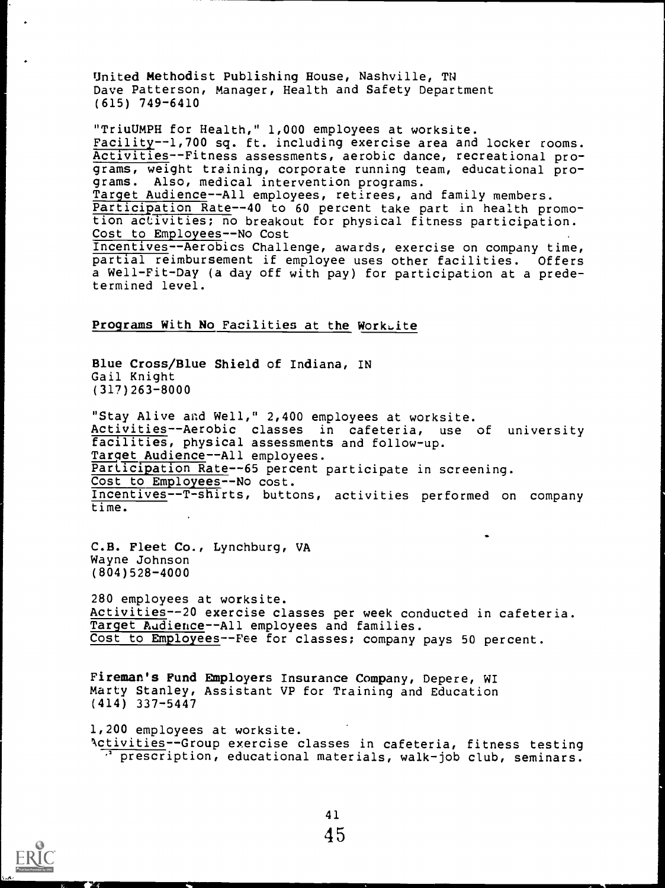**United Methodist Publishing House, Nashville, TN**
Dave Patterson, Manager, Health and Safety Department
(615) 749-6410

"TriuUMPH for Health," 1,000 employees at worksite.
Facility--1,700 sq. ft. including exercise area and locker rooms.
Activities--Fitness assessments, aerobic dance, recreational programs, weight training, corporate running team, educational programs. Also, medical intervention programs.
Target Audience--All employees, retirees, and family members.
Participation Rate--40 to 60 percent take part in health promotion activities; no breakout for physical fitness participation.
Cost to Employees--No Cost
Incentives--Aerobics Challenge, awards, exercise on company time, partial reimbursement if employee uses other facilities. Offers a Well-Fit-Day (a day off with pay) for participation at a predetermined level.

## Programs With No Facilities at the Worksite

**Blue Cross/Blue Shield of Indiana, IN**
Gail Knight
(317)263-8000

"Stay Alive and Well," 2,400 employees at worksite.
Activities--Aerobic classes in cafeteria, use of university facilities, physical assessments and follow-up.
Target Audience--All employees.
Participation Rate--65 percent participate in screening.
Cost to Employees--No cost.
Incentives--T-shirts, buttons, activities performed on company time.

**C.B. Fleet Co., Lynchburg, VA**
Wayne Johnson
(804)528-4000

280 employees at worksite.
Activities--20 exercise classes per week conducted in cafeteria.
Target Audience--All employees and families.
Cost to Employees--Fee for classes; company pays 50 percent.

**Fireman's Fund Employers** Insurance Company, Depere, WI
Marty Stanley, Assistant VP for Training and Education
(414) 337-5447

1,200 employees at worksite.
Activities--Group exercise classes in cafeteria, fitness testing prescription, educational materials, walk-job club, seminars.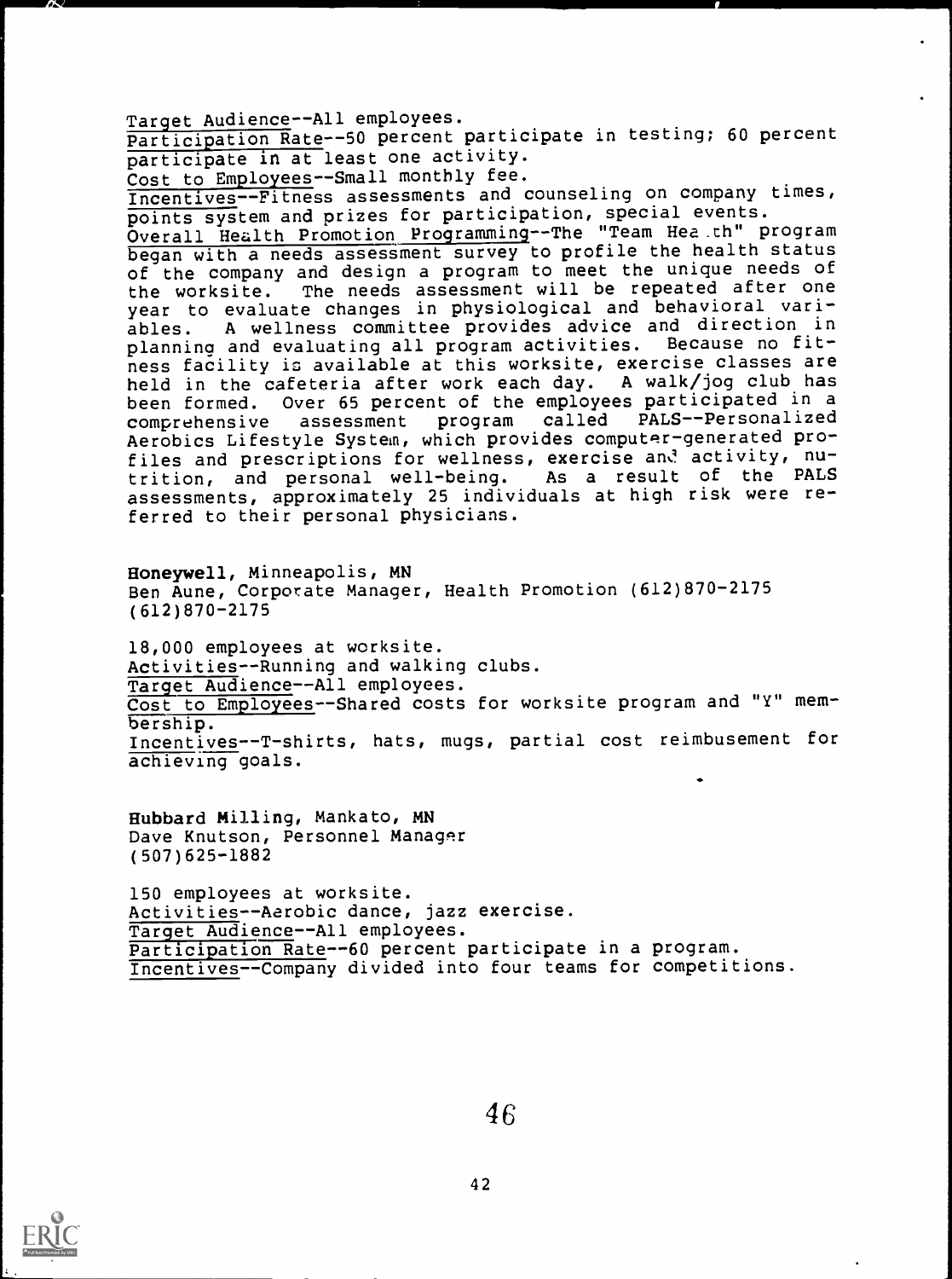Target Audience--All employees.
Participation Rate--50 percent participate in testing; 60 percent participate in at least one activity.
Cost to Employees--Small monthly fee.
Incentives--Fitness assessments and counseling on company times, points system and prizes for participation, special events.
Overall Health Promotion Programming--The "Team Health" program began with a needs assessment survey to profile the health status of the company and design a program to meet the unique needs of the worksite. The needs assessment will be repeated after one year to evaluate changes in physiological and behavioral variables. A wellness committee provides advice and direction in planning and evaluating all program activities. Because no fitness facility is available at this worksite, exercise classes are held in the cafeteria after work each day. A walk/jog club has been formed. Over 65 percent of the employees participated in a comprehensive assessment program called PALS--Personalized Aerobics Lifestyle System, which provides computer-generated profiles and prescriptions for wellness, exercise and activity, nutrition, and personal well-being. As a result of the PALS assessments, approximately 25 individuals at high risk were referred to their personal physicians.

**Honeywell**, Minneapolis, MN
Ben Aune, Corporate Manager, Health Promotion (612)870-2175
(612)870-2175

18,000 employees at worksite.
Activities--Running and walking clubs.
Target Audience--All employees.
Cost to Employees--Shared costs for worksite program and "Y" membership.
Incentives--T-shirts, hats, mugs, partial cost reimbusement for achieving goals.

**Hubbard Milling**, Mankato, MN
Dave Knutson, Personnel Manager
(507)625-1882

150 employees at worksite.
Activities--Aerobic dance, jazz exercise.
Target Audience--All employees.
Participation Rate--60 percent participate in a program.
Incentives--Company divided into four teams for competitions.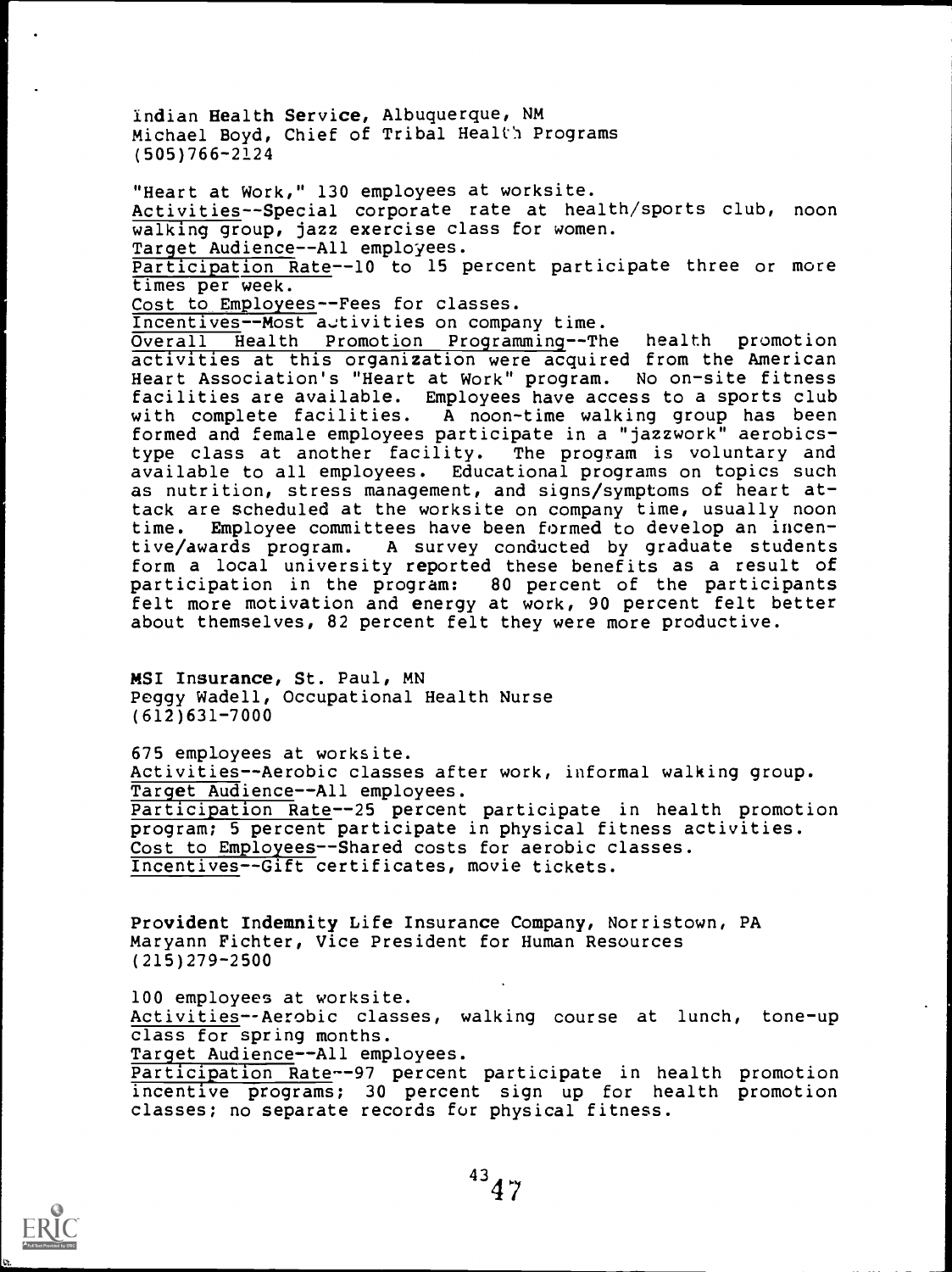**Indian Health Service**, Albuquerque, NM
Michael Boyd, Chief of Tribal Health Programs
(505)766-2124

"Heart at Work," 130 employees at worksite.
Activities--Special corporate rate at health/sports club, noon walking group, jazz exercise class for women.
Target Audience--All employees.
Participation Rate--10 to 15 percent participate three or more times per week.
Cost to Employees--Fees for classes.
Incentives--Most activities on company time.
Overall Health Promotion Programming--The health promotion activities at this organization were acquired from the American Heart Association's "Heart at Work" program. No on-site fitness facilities are available. Employees have access to a sports club with complete facilities. A noon-time walking group has been formed and female employees participate in a "jazzwork" aerobics-type class at another facility. The program is voluntary and available to all employees. Educational programs on topics such as nutrition, stress management, and signs/symptoms of heart attack are scheduled at the worksite on company time, usually noon time. Employee committees have been formed to develop an incentive/awards program. A survey conducted by graduate students form a local university reported these benefits as a result of participation in the program: 80 percent of the participants felt more motivation and energy at work, 90 percent felt better about themselves, 82 percent felt they were more productive.

**MSI Insurance**, St. Paul, MN
Peggy Wadell, Occupational Health Nurse
(612)631-7000

675 employees at worksite.
Activities--Aerobic classes after work, informal walking group.
Target Audience--All employees.
Participation Rate--25 percent participate in health promotion program; 5 percent participate in physical fitness activities.
Cost to Employees--Shared costs for aerobic classes.
Incentives--Gift certificates, movie tickets.

**Provident Indemnity Life Insurance Company**, Norristown, PA
Maryann Fichter, Vice President for Human Resources
(215)279-2500

100 employees at worksite.
Activities--Aerobic classes, walking course at lunch, tone-up class for spring months.
Target Audience--All employees.
Participation Rate--97 percent participate in health promotion incentive programs; 30 percent sign up for health promotion classes; no separate records for physical fitness.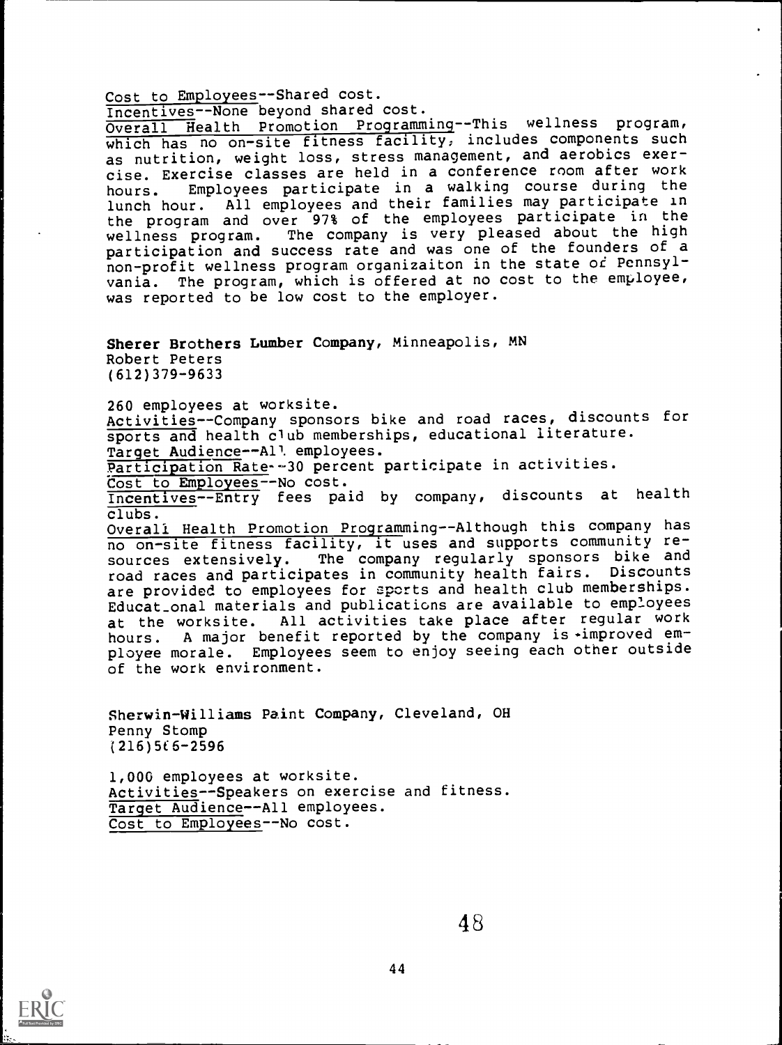Cost to Employees--Shared cost.
Incentives--None beyond shared cost.
Overall Health Promotion Programming--This wellness program, which has no on-site fitness facility, includes components such as nutrition, weight loss, stress management, and aerobics exercise. Exercise classes are held in a conference room after work hours. Employees participate in a walking course during the lunch hour. All employees and their families may participate in the program and over 97% of the employees participate in the wellness program. The company is very pleased about the high participation and success rate and was one of the founders of a non-profit wellness program organizaiton in the state of Pennsylvania. The program, which is offered at no cost to the employee, was reported to be low cost to the employer.

**Sherer Brothers Lumber Company**, Minneapolis, MN
Robert Peters
(612)379-9633

260 employees at worksite.
Activities--Company sponsors bike and road races, discounts for sports and health club memberships, educational literature.
Target Audience--All employees.
Participation Rate--30 percent participate in activities.
Cost to Employees--No cost.
Incentives--Entry fees paid by company, discounts at health clubs.
Overall Health Promotion Programming--Although this company has no on-site fitness facility, it uses and supports community resources extensively. The company regularly sponsors bike and road races and participates in community health fairs. Discounts are provided to employees for sports and health club memberships. Educational materials and publications are available to employees at the worksite. All activities take place after regular work hours. A major benefit reported by the company is improved employee morale. Employees seem to enjoy seeing each other outside of the work environment.

**Sherwin-Williams Paint Company**, Cleveland, OH
Penny Stomp
(216)566-2596

1,000 employees at worksite.
Activities--Speakers on exercise and fitness.
Target Audience--All employees.
Cost to Employees--No cost.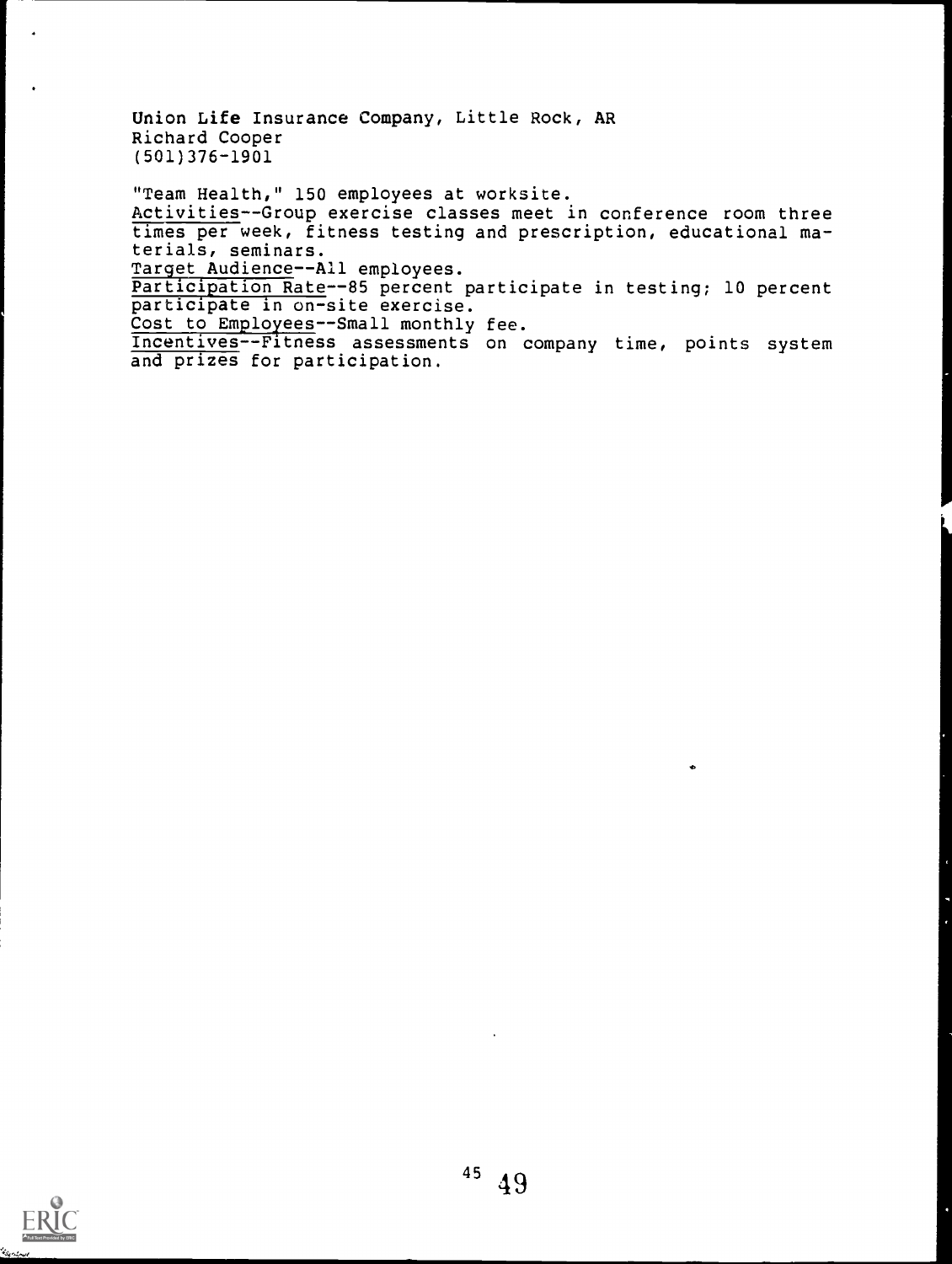Union Life Insurance Company, Little Rock, AR
Richard Cooper
(501)376-1901

"Team Health," 150 employees at worksite.

Activities--Group exercise classes meet in conference room three times per week, fitness testing and prescription, educational materials, seminars.

Target Audience--All employees.

Participation Rate--85 percent participate in testing; 10 percent participate in on-site exercise.

Cost to Employees--Small monthly fee.

Incentives--Fitness assessments on company time, points system and prizes for participation.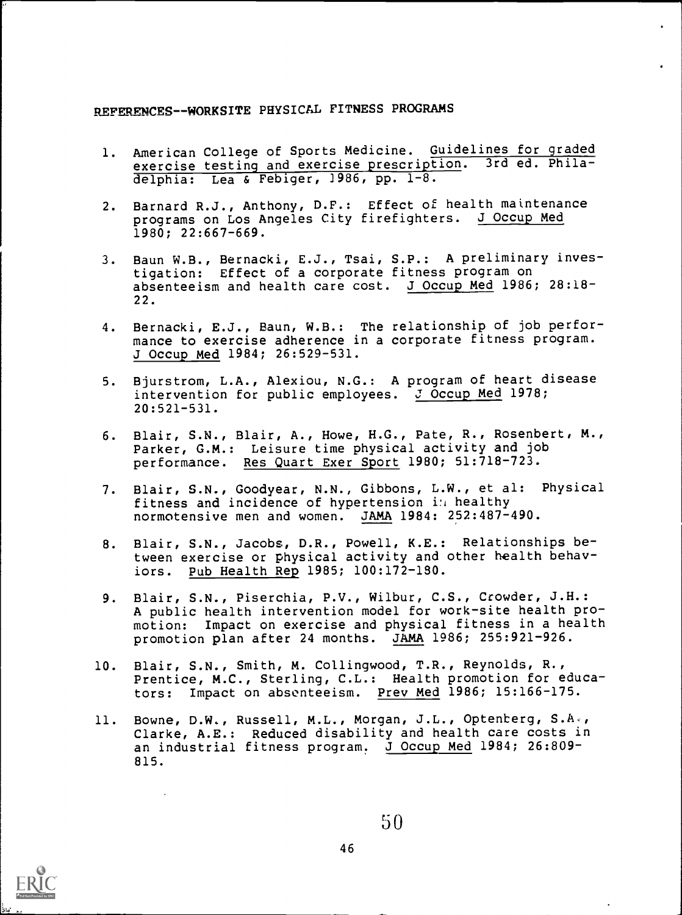REFERENCES--WORKSITE PHYSICAL FITNESS PROGRAMS

1. American College of Sports Medicine. Guidelines for graded exercise testing and exercise prescription. 3rd ed. Philadelphia: Lea & Febiger, 1986, pp. 1-8.

2. Barnard R.J., Anthony, D.F.: Effect of health maintenance programs on Los Angeles City firefighters. J Occup Med 1980; 22:667-669.

3. Baun W.B., Bernacki, E.J., Tsai, S.P.: A preliminary investigation: Effect of a corporate fitness program on absenteeism and health care cost. J Occup Med 1986; 28:18-22.

4. Bernacki, E.J., Baun, W.B.: The relationship of job performance to exercise adherence in a corporate fitness program. J Occup Med 1984; 26:529-531.

5. Bjurstrom, L.A., Alexiou, N.G.: A program of heart disease intervention for public employees. J Occup Med 1978; 20:521-531.

6. Blair, S.N., Blair, A., Howe, H.G., Pate, R., Rosenbert, M., Parker, G.M.: Leisure time physical activity and job performance. Res Quart Exer Sport 1980; 51:718-723.

7. Blair, S.N., Goodyear, N.N., Gibbons, L.W., et al: Physical fitness and incidence of hypertension in healthy normotensive men and women. JAMA 1984: 252:487-490.

8. Blair, S.N., Jacobs, D.R., Powell, K.E.: Relationships between exercise or physical activity and other health behaviors. Pub Health Rep 1985; 100:172-180.

9. Blair, S.N., Piserchia, P.V., Wilbur, C.S., Crowder, J.H.: A public health intervention model for work-site health promotion: Impact on exercise and physical fitness in a health promotion plan after 24 months. JAMA 1986; 255:921-926.

10. Blair, S.N., Smith, M. Collingwood, T.R., Reynolds, R., Prentice, M.C., Sterling, C.L.: Health promotion for educators: Impact on absenteeism. Prev Med 1986; 15:166-175.

11. Bowne, D.W., Russell, M.L., Morgan, J.L., Optenberg, S.A., Clarke, A.E.: Reduced disability and health care costs in an industrial fitness program. J Occup Med 1984; 26:809-815.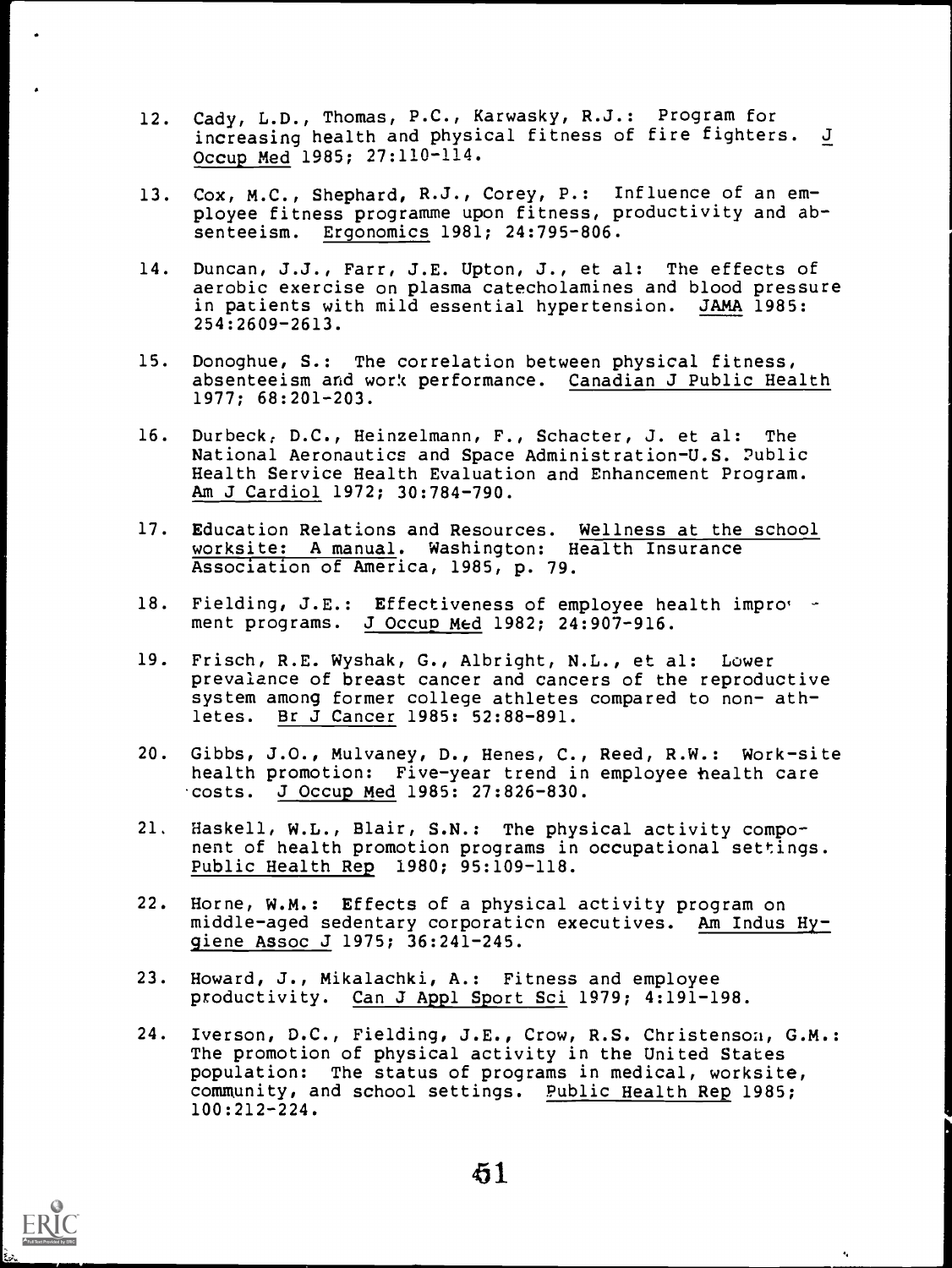12. Cady, L.D., Thomas, P.C., Karwasky, R.J.: Program for increasing health and physical fitness of fire fighters. J Occup Med 1985; 27:110-114.

13. Cox, M.C., Shephard, R.J., Corey, P.: Influence of an employee fitness programme upon fitness, productivity and absenteeism. Ergonomics 1981; 24:795-806.

14. Duncan, J.J., Farr, J.E. Upton, J., et al: The effects of aerobic exercise on plasma catecholamines and blood pressure in patients with mild essential hypertension. JAMA 1985: 254:2609-2613.

15. Donoghue, S.: The correlation between physical fitness, absenteeism and work performance. Canadian J Public Health 1977; 68:201-203.

16. Durbeck, D.C., Heinzelmann, F., Schacter, J. et al: The National Aeronautics and Space Administration-U.S. Public Health Service Health Evaluation and Enhancement Program. Am J Cardiol 1972; 30:784-790.

17. Education Relations and Resources. Wellness at the school worksite: A manual. Washington: Health Insurance Association of America, 1985, p. 79.

18. Fielding, J.E.: Effectiveness of employee health improvement programs. J Occup Med 1982; 24:907-916.

19. Frisch, R.E. Wyshak, G., Albright, N.L., et al: Lower prevalence of breast cancer and cancers of the reproductive system among former college athletes compared to non- athletes. Br J Cancer 1985: 52:88-891.

20. Gibbs, J.O., Mulvaney, D., Henes, C., Reed, R.W.: Work-site health promotion: Five-year trend in employee health care costs. J Occup Med 1985: 27:826-830.

21. Haskell, W.L., Blair, S.N.: The physical activity component of health promotion programs in occupational settings. Public Health Rep 1980; 95:109-118.

22. Horne, W.M.: Effects of a physical activity program on middle-aged sedentary corporation executives. Am Indus Hygiene Assoc J 1975; 36:241-245.

23. Howard, J., Mikalachki, A.: Fitness and employee productivity. Can J Appl Sport Sci 1979; 4:191-198.

24. Iverson, D.C., Fielding, J.E., Crow, R.S. Christenson, G.M.: The promotion of physical activity in the United States population: The status of programs in medical, worksite, community, and school settings. Public Health Rep 1985; 100:212-224.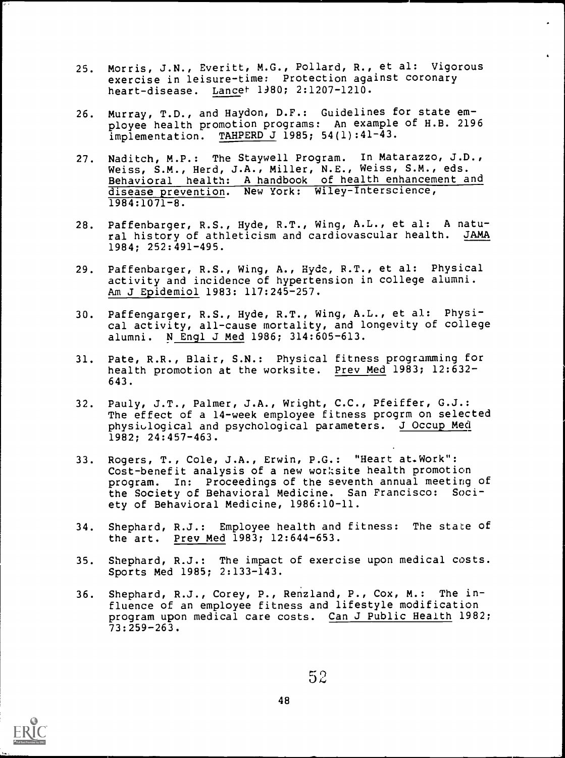25. Morris, J.N., Everitt, M.G., Pollard, R., et al: Vigorous exercise in leisure-time: Protection against coronary heart-disease. Lancet 1980; 2:1207-1210.

26. Murray, T.D., and Haydon, D.F.: Guidelines for state employee health promotion programs: An example of H.B. 2196 implementation. TAHPERD J 1985; 54(1):41-43.

27. Naditch, M.P.: The Staywell Program. In Matarazzo, J.D., Weiss, S.M., Herd, J.A., Miller, N.E., Weiss, S.M., eds. Behavioral health: A handbook of health enhancement and disease prevention. New York: Wiley-Interscience, 1984:1071-8.

28. Paffenbarger, R.S., Hyde, R.T., Wing, A.L., et al: A natural history of athleticism and cardiovascular health. JAMA 1984; 252:491-495.

29. Paffenbarger, R.S., Wing, A., Hyde, R.T., et al: Physical activity and incidence of hypertension in college alumni. Am J Epidemiol 1983: 117:245-257.

30. Paffengarger, R.S., Hyde, R.T., Wing, A.L., et al: Physical activity, all-cause mortality, and longevity of college alumni. N Engl J Med 1986; 314:605-613.

31. Pate, R.R., Blair, S.N.: Physical fitness programming for health promotion at the worksite. Prev Med 1983; 12:632-643.

32. Pauly, J.T., Palmer, J.A., Wright, C.C., Pfeiffer, G.J.: The effect of a 14-week employee fitness progrm on selected physiological and psychological parameters. J Occup Med 1982; 24:457-463.

33. Rogers, T., Cole, J.A., Erwin, P.G.: "Heart at Work": Cost-benefit analysis of a new worksite health promotion program. In: Proceedings of the seventh annual meeting of the Society of Behavioral Medicine. San Francisco: Society of Behavioral Medicine, 1986:10-11.

34. Shephard, R.J.: Employee health and fitness: The state of the art. Prev Med 1983; 12:644-653.

35. Shephard, R.J.: The impact of exercise upon medical costs. Sports Med 1985; 2:133-143.

36. Shephard, R.J., Corey, P., Renzland, P., Cox, M.: The influence of an employee fitness and lifestyle modification program upon medical care costs. Can J Public Health 1982; 73:259-263.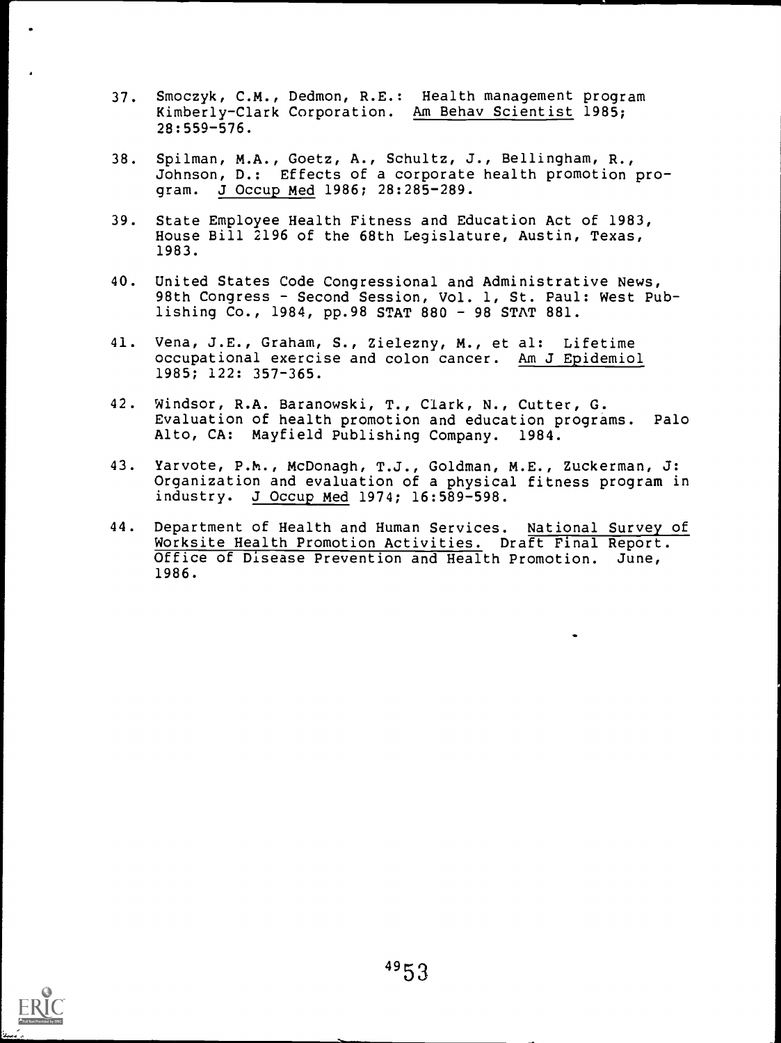37. Smoczyk, C.M., Dedmon, R.E.: Health management program Kimberly-Clark Corporation. Am Behav Scientist 1985; 28:559-576.

38. Spilman, M.A., Goetz, A., Schultz, J., Bellingham, R., Johnson, D.: Effects of a corporate health promotion program. J Occup Med 1986; 28:285-289.

39. State Employee Health Fitness and Education Act of 1983, House Bill 2196 of the 68th Legislature, Austin, Texas, 1983.

40. United States Code Congressional and Administrative News, 98th Congress - Second Session, Vol. 1, St. Paul: West Publishing Co., 1984, pp.98 STAT 880 - 98 STAT 881.

41. Vena, J.E., Graham, S., Zielezny, M., et al: Lifetime occupational exercise and colon cancer. Am J Epidemiol 1985; 122: 357-365.

42. Windsor, R.A. Baranowski, T., Clark, N., Cutter, G. Evaluation of health promotion and education programs. Palo Alto, CA: Mayfield Publishing Company. 1984.

43. Yarvote, P.M., McDonagh, T.J., Goldman, M.E., Zuckerman, J: Organization and evaluation of a physical fitness program in industry. J Occup Med 1974; 16:589-598.

44. Department of Health and Human Services. National Survey of Worksite Health Promotion Activities. Draft Final Report. Office of Disease Prevention and Health Promotion. June, 1986.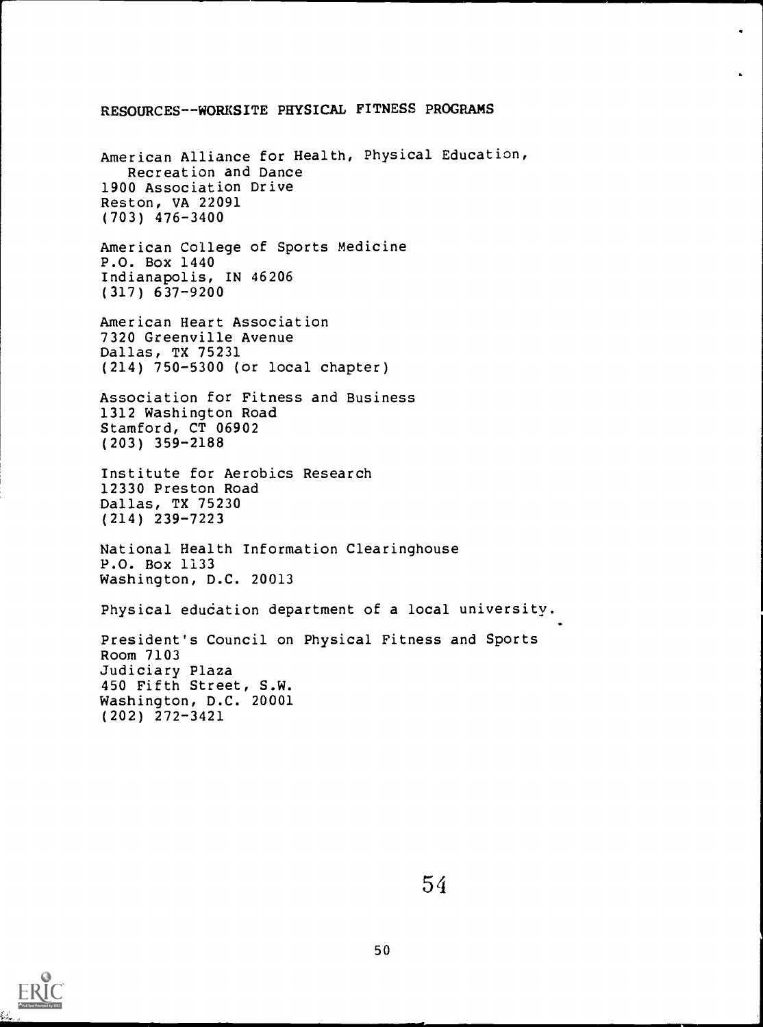## RESOURCES--WORKSITE PHYSICAL FITNESS PROGRAMS

American Alliance for Health, Physical Education,
Recreation and Dance
1900 Association Drive
Reston, VA 22091
(703) 476-3400

American College of Sports Medicine
P.O. Box 1440
Indianapolis, IN 46206
(317) 637-9200

American Heart Association
7320 Greenville Avenue
Dallas, TX 75231
(214) 750-5300 (or local chapter)

Association for Fitness and Business
1312 Washington Road
Stamford, CT 06902
(203) 359-2188

Institute for Aerobics Research
12330 Preston Road
Dallas, TX 75230
(214) 239-7223

National Health Information Clearinghouse
P.O. Box 1133
Washington, D.C. 20013

Physical education department of a local university.

President's Council on Physical Fitness and Sports
Room 7103
Judiciary Plaza
450 Fifth Street, S.W.
Washington, D.C. 20001
(202) 272-3421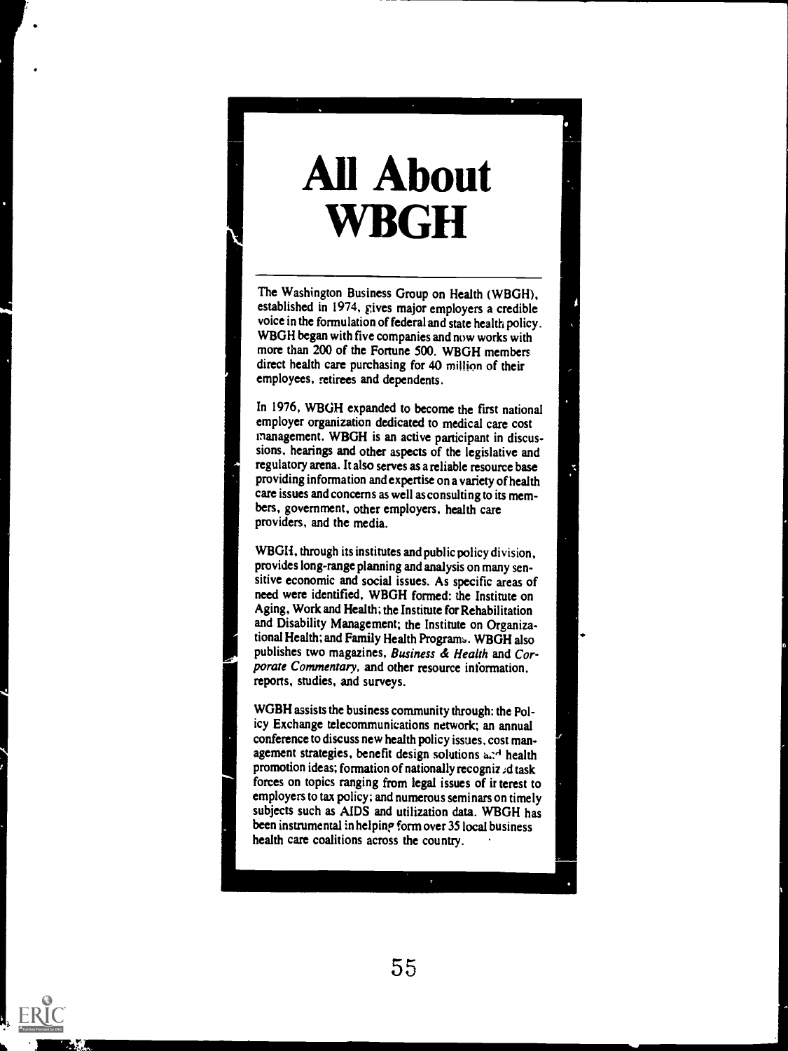# All About WBGH

The Washington Business Group on Health (WBGH), established in 1974, gives major employers a credible voice in the formulation of federal and state health policy. WBGH began with five companies and now works with more than 200 of the Fortune 500. WBGH members direct health care purchasing for 40 million of their employees, retirees and dependents.

In 1976, WBGH expanded to become the first national employer organization dedicated to medical care cost management. WBGH is an active participant in discussions, hearings and other aspects of the legislative and regulatory arena. It also serves as a reliable resource base providing information and expertise on a variety of health care issues and concerns as well as consulting to its members, government, other employers, health care providers, and the media.

WBGH, through its institutes and public policy division, provides long-range planning and analysis on many sensitive economic and social issues. As specific areas of need were identified, WBGH formed: the Institute on Aging, Work and Health; the Institute for Rehabilitation and Disability Management; the Institute on Organizational Health; and Family Health Programs. WBGH also publishes two magazines, *Business & Health* and *Corporate Commentary*, and other resource information, reports, studies, and surveys.

WGBH assists the business community through: the Policy Exchange telecommunications network; an annual conference to discuss new health policy issues, cost management strategies, benefit design solutions and health promotion ideas; formation of nationally recognized task forces on topics ranging from legal issues of interest to employers to tax policy; and numerous seminars on timely subjects such as AIDS and utilization data. WBGH has been instrumental in helping form over 35 local business health care coalitions across the country.